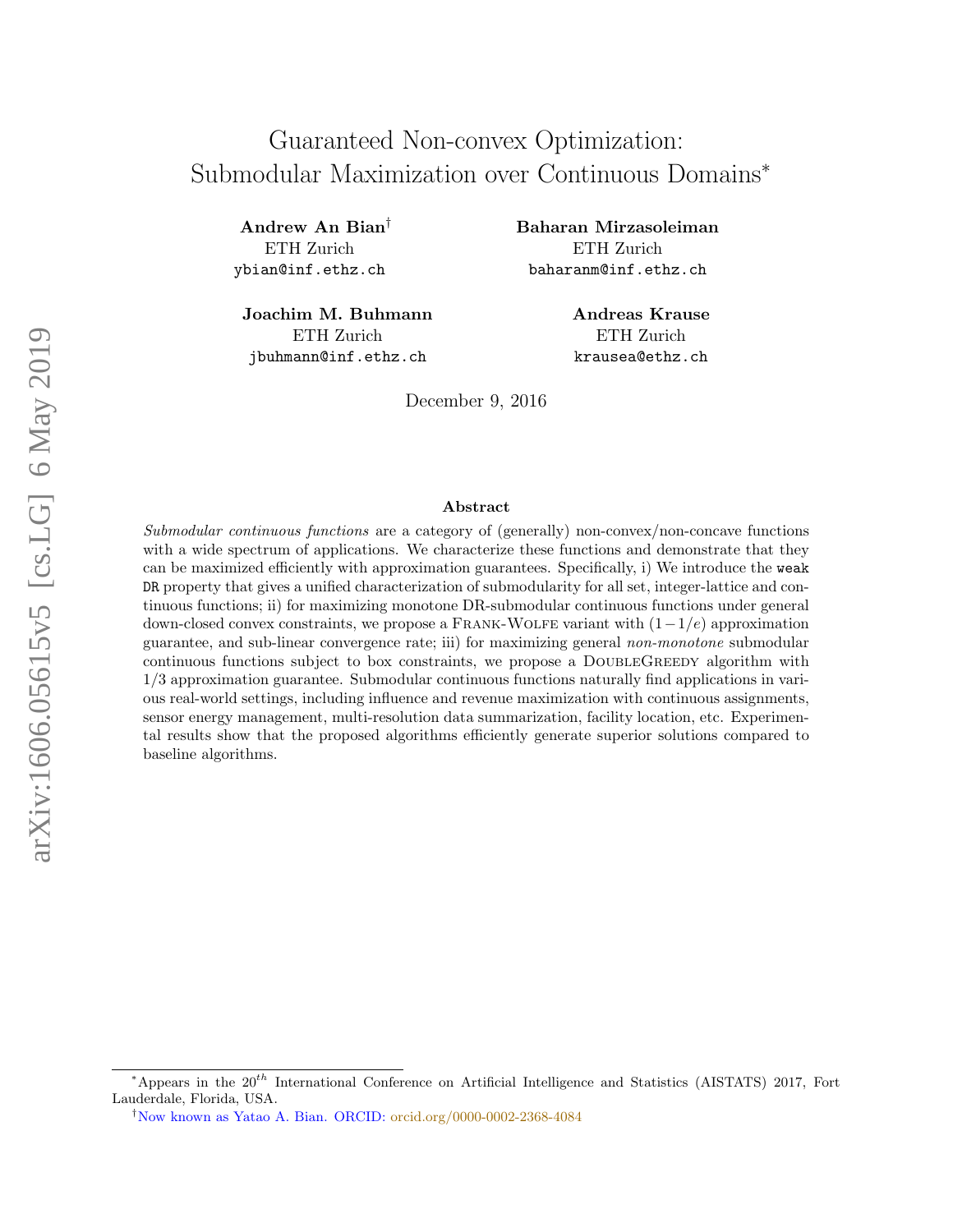# Guaranteed Non-convex Optimization: Submodular Maximization over Continuous Domains[*]

**Andrew An Bian**[†]
ETH Zurich
ybian@inf.ethz.ch

**Baharan Mirzasoleiman**
ETH Zurich
baharanm@inf.ethz.ch

**Joachim M. Buhmann**
ETH Zurich
jbuhmann@inf.ethz.ch

**Andreas Krause**
ETH Zurich
krausea@ethz.ch

December 9, 2016

### Abstract

*Submodular continuous functions* are a category of (generally) non-convex/non-concave functions with a wide spectrum of applications. We characterize these functions and demonstrate that they can be maximized efficiently with approximation guarantees. Specifically, i) We introduce the `weak DR` property that gives a unified characterization of submodularity for all set, integer-lattice and continuous functions; ii) for maximizing monotone DR-submodular continuous functions under general down-closed convex constraints, we propose a Frank-Wolfe variant with $(1-1/e)$ approximation guarantee, and sub-linear convergence rate; iii) for maximizing general *non-monotone* submodular continuous functions subject to box constraints, we propose a DoubleGreedy algorithm with $1/3$ approximation guarantee. Submodular continuous functions naturally find applications in various real-world settings, including influence and revenue maximization with continuous assignments, sensor energy management, multi-resolution data summarization, facility location, etc. Experimental results show that the proposed algorithms efficiently generate superior solutions compared to baseline algorithms.

---

[*] Appears in the $20^{th}$ International Conference on Artificial Intelligence and Statistics (AISTATS) 2017, Fort Lauderdale, Florida, USA.

[†] Now known as Yatao A. Bian. ORCID: orcid.org/0000-0002-2368-4084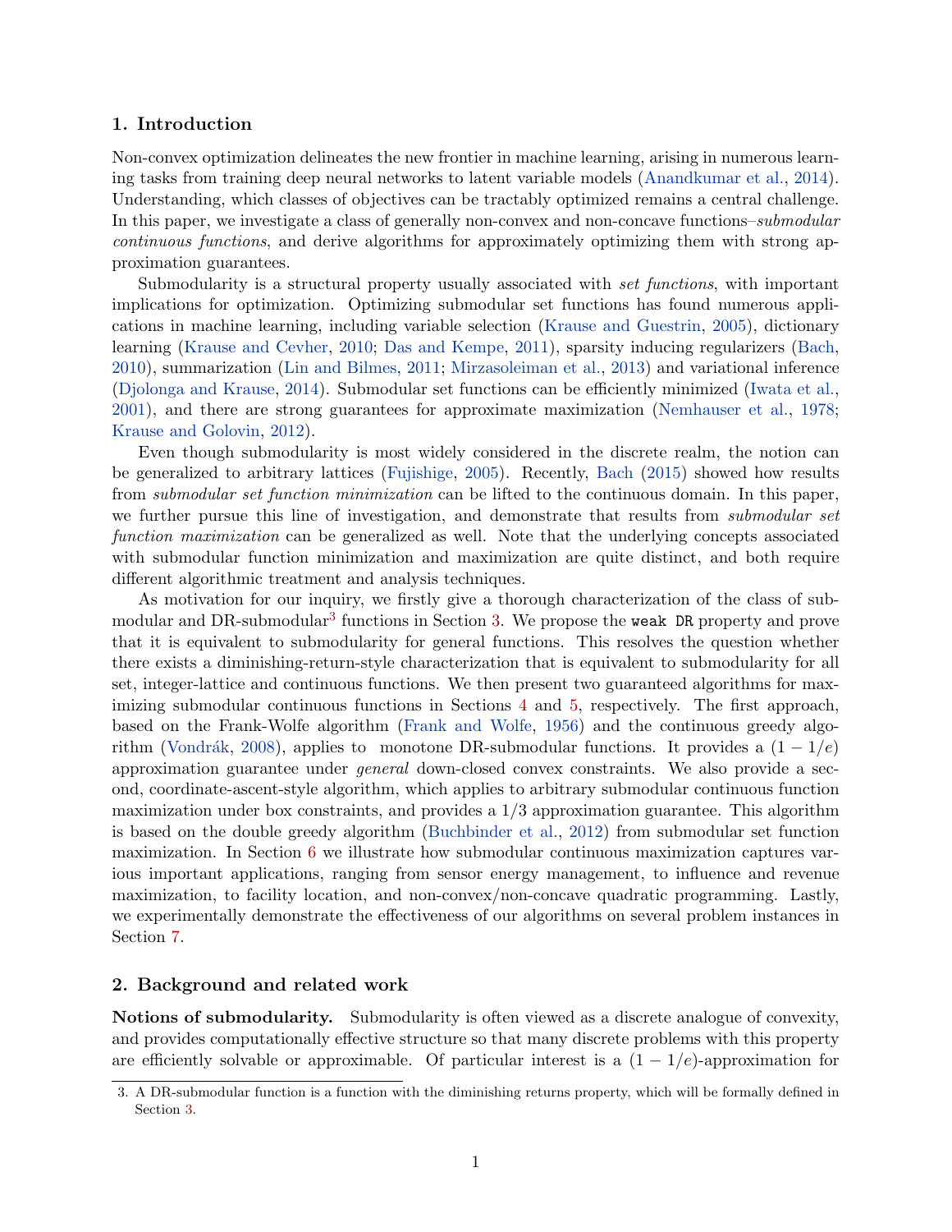## 1. Introduction

Non-convex optimization delineates the new frontier in machine learning, arising in numerous learning tasks from training deep neural networks to latent variable models (Anandkumar et al., 2014). Understanding, which classes of objectives can be tractably optimized remains a central challenge. In this paper, we investigate a class of generally non-convex and non-concave functions–*submodular continuous functions*, and derive algorithms for approximately optimizing them with strong approximation guarantees.

Submodularity is a structural property usually associated with *set functions*, with important implications for optimization. Optimizing submodular set functions has found numerous applications in machine learning, including variable selection (Krause and Guestrin, 2005), dictionary learning (Krause and Cevher, 2010; Das and Kempe, 2011), sparsity inducing regularizers (Bach, 2010), summarization (Lin and Bilmes, 2011; Mirzasoleiman et al., 2013) and variational inference (Djolonga and Krause, 2014). Submodular set functions can be efficiently minimized (Iwata et al., 2001), and there are strong guarantees for approximate maximization (Nemhauser et al., 1978; Krause and Golovin, 2012).

Even though submodularity is most widely considered in the discrete realm, the notion can be generalized to arbitrary lattices (Fujishige, 2005). Recently, Bach (2015) showed how results from *submodular set function minimization* can be lifted to the continuous domain. In this paper, we further pursue this line of investigation, and demonstrate that results from *submodular set function maximization* can be generalized as well. Note that the underlying concepts associated with submodular function minimization and maximization are quite distinct, and both require different algorithmic treatment and analysis techniques.

As motivation for our inquiry, we firstly give a thorough characterization of the class of submodular and DR-submodular[3] functions in Section 3. We propose the `weak DR` property and prove that it is equivalent to submodularity for general functions. This resolves the question whether there exists a diminishing-return-style characterization that is equivalent to submodularity for all set, integer-lattice and continuous functions. We then present two guaranteed algorithms for maximizing submodular continuous functions in Sections 4 and 5, respectively. The first approach, based on the Frank-Wolfe algorithm (Frank and Wolfe, 1956) and the continuous greedy algorithm (Vondrák, 2008), applies to monotone DR-submodular functions. It provides a $(1 - 1/e)$ approximation guarantee under *general* down-closed convex constraints. We also provide a second, coordinate-ascent-style algorithm, which applies to arbitrary submodular continuous function maximization under box constraints, and provides a $1/3$ approximation guarantee. This algorithm is based on the double greedy algorithm (Buchbinder et al., 2012) from submodular set function maximization. In Section 6 we illustrate how submodular continuous maximization captures various important applications, ranging from sensor energy management, to influence and revenue maximization, to facility location, and non-convex/non-concave quadratic programming. Lastly, we experimentally demonstrate the effectiveness of our algorithms on several problem instances in Section 7.

## 2. Background and related work

**Notions of submodularity.** Submodularity is often viewed as a discrete analogue of convexity, and provides computationally effective structure so that many discrete problems with this property are efficiently solvable or approximable. Of particular interest is a $(1 - 1/e)$-approximation for

3. A DR-submodular function is a function with the diminishing returns property, which will be formally defined in Section 3.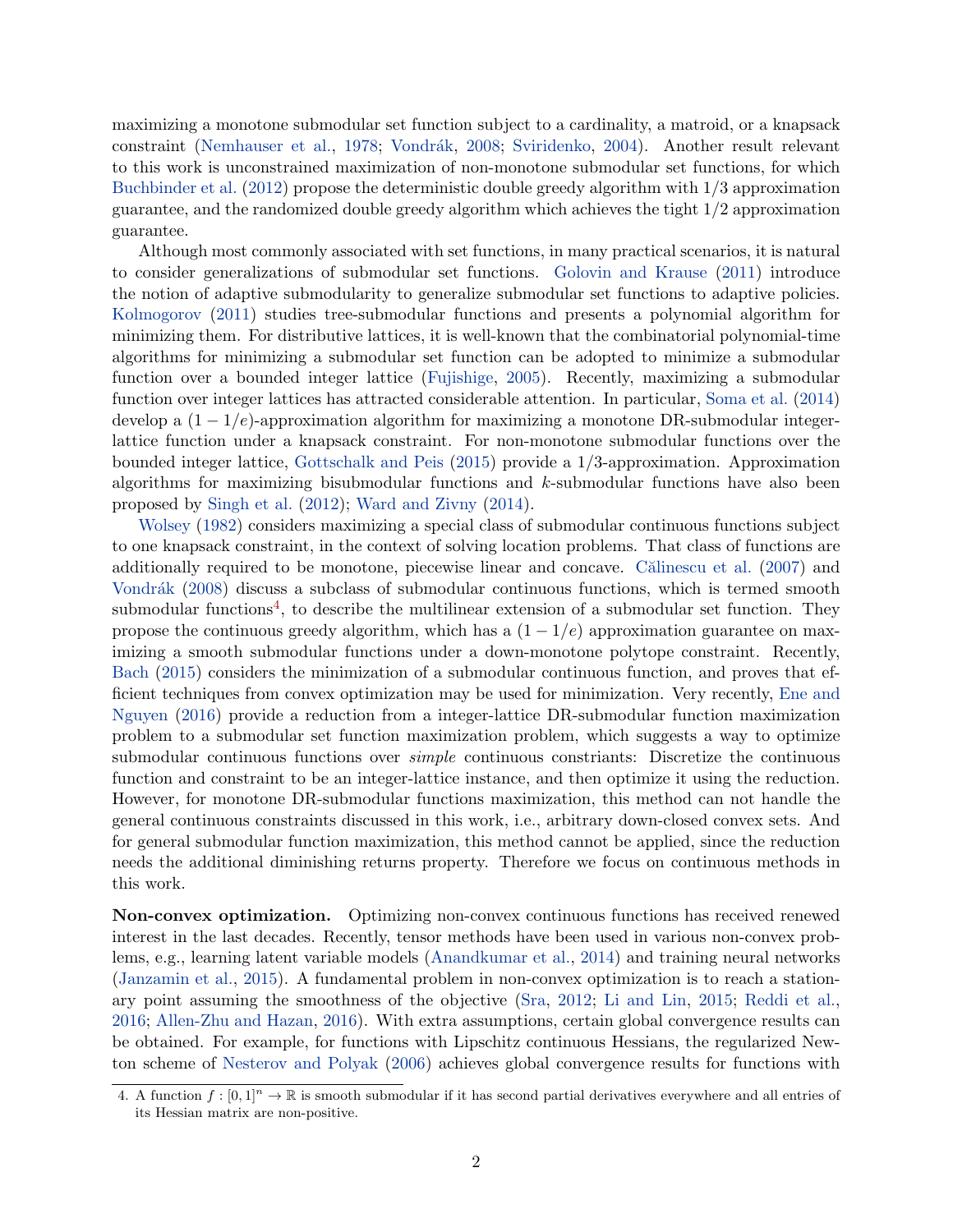maximizing a monotone submodular set function subject to a cardinality, a matroid, or a knapsack constraint (Nemhauser et al., 1978; Vondrák, 2008; Sviridenko, 2004). Another result relevant to this work is unconstrained maximization of non-monotone submodular set functions, for which Buchbinder et al. (2012) propose the deterministic double greedy algorithm with 1/3 approximation guarantee, and the randomized double greedy algorithm which achieves the tight 1/2 approximation guarantee.

Although most commonly associated with set functions, in many practical scenarios, it is natural to consider generalizations of submodular set functions. Golovin and Krause (2011) introduce the notion of adaptive submodularity to generalize submodular set functions to adaptive policies. Kolmogorov (2011) studies tree-submodular functions and presents a polynomial algorithm for minimizing them. For distributive lattices, it is well-known that the combinatorial polynomial-time algorithms for minimizing a submodular set function can be adopted to minimize a submodular function over a bounded integer lattice (Fujishige, 2005). Recently, maximizing a submodular function over integer lattices has attracted considerable attention. In particular, Soma et al. (2014) develop a $(1 - 1/e)$-approximation algorithm for maximizing a monotone DR-submodular integer-lattice function under a knapsack constraint. For non-monotone submodular functions over the bounded integer lattice, Gottschalk and Peis (2015) provide a 1/3-approximation. Approximation algorithms for maximizing bisubmodular functions and $k$-submodular functions have also been proposed by Singh et al. (2012); Ward and Zivny (2014).

Wolsey (1982) considers maximizing a special class of submodular continuous functions subject to one knapsack constraint, in the context of solving location problems. That class of functions are additionally required to be monotone, piecewise linear and concave. Călinescu et al. (2007) and Vondrák (2008) discuss a subclass of submodular continuous functions, which is termed smooth submodular functions[4], to describe the multilinear extension of a submodular set function. They propose the continuous greedy algorithm, which has a $(1 - 1/e)$ approximation guarantee on maximizing a smooth submodular functions under a down-monotone polytope constraint. Recently, Bach (2015) considers the minimization of a submodular continuous function, and proves that efficient techniques from convex optimization may be used for minimization. Very recently, Ene and Nguyen (2016) provide a reduction from a integer-lattice DR-submodular function maximization problem to a submodular set function maximization problem, which suggests a way to optimize submodular continuous functions over *simple* continuous constriants: Discretize the continuous function and constraint to be an integer-lattice instance, and then optimize it using the reduction. However, for monotone DR-submodular functions maximization, this method can not handle the general continuous constraints discussed in this work, i.e., arbitrary down-closed convex sets. And for general submodular function maximization, this method cannot be applied, since the reduction needs the additional diminishing returns property. Therefore we focus on continuous methods in this work.

**Non-convex optimization.** Optimizing non-convex continuous functions has received renewed interest in the last decades. Recently, tensor methods have been used in various non-convex problems, e.g., learning latent variable models (Anandkumar et al., 2014) and training neural networks (Janzamin et al., 2015). A fundamental problem in non-convex optimization is to reach a stationary point assuming the smoothness of the objective (Sra, 2012; Li and Lin, 2015; Reddi et al., 2016; Allen-Zhu and Hazan, 2016). With extra assumptions, certain global convergence results can be obtained. For example, for functions with Lipschitz continuous Hessians, the regularized Newton scheme of Nesterov and Polyak (2006) achieves global convergence results for functions with

4. A function $f : [0, 1]^n \to \mathbb{R}$ is smooth submodular if it has second partial derivatives everywhere and all entries of its Hessian matrix are non-positive.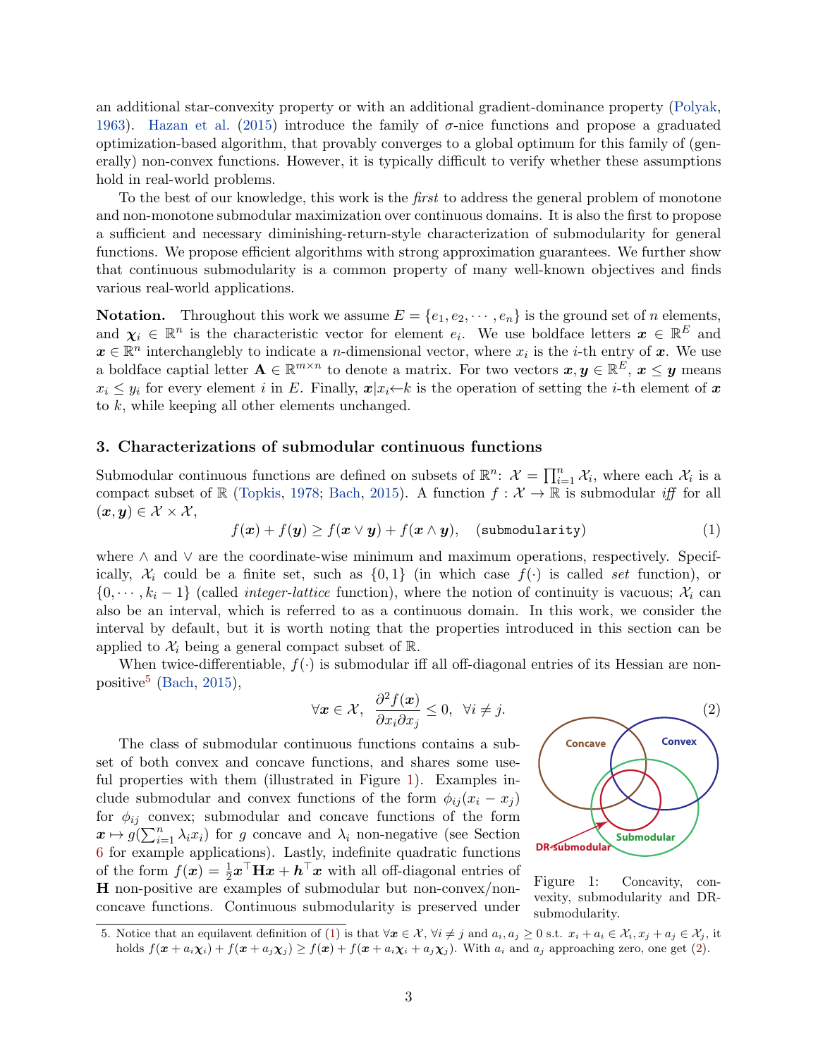an additional star-convexity property or with an additional gradient-dominance property (Polyak, 1963). Hazan et al. (2015) introduce the family of $\sigma$-nice functions and propose a graduated optimization-based algorithm, that provably converges to a global optimum for this family of (generally) non-convex functions. However, it is typically difficult to verify whether these assumptions hold in real-world problems.

To the best of our knowledge, this work is the *first* to address the general problem of monotone and non-monotone submodular maximization over continuous domains. It is also the first to propose a sufficient and necessary diminishing-return-style characterization of submodularity for general functions. We propose efficient algorithms with strong approximation guarantees. We further show that continuous submodularity is a common property of many well-known objectives and finds various real-world applications.

**Notation.** Throughout this work we assume $E = \{e_1, e_2, \cdots, e_n\}$ is the ground set of $n$ elements, and $\boldsymbol{\chi}_i \in \mathbb{R}^n$ is the characteristic vector for element $e_i$. We use boldface letters $\boldsymbol{x} \in \mathbb{R}^E$ and $\boldsymbol{x} \in \mathbb{R}^n$ interchanglebly to indicate a $n$-dimensional vector, where $x_i$ is the $i$-th entry of $\boldsymbol{x}$. We use a boldface captial letter $\mathbf{A} \in \mathbb{R}^{m \times n}$ to denote a matrix. For two vectors $\boldsymbol{x}, \boldsymbol{y} \in \mathbb{R}^E$, $\boldsymbol{x} \leq \boldsymbol{y}$ means $x_i \leq y_i$ for every element $i$ in $E$. Finally, $\boldsymbol{x}|x_i{\leftarrow}k$ is the operation of setting the $i$-th element of $\boldsymbol{x}$ to $k$, while keeping all other elements unchanged.

## 3. Characterizations of submodular continuous functions

Submodular continuous functions are defined on subsets of $\mathbb{R}^n$: $\mathcal{X} = \prod_{i=1}^n \mathcal{X}_i$, where each $\mathcal{X}_i$ is a compact subset of $\mathbb{R}$ (Topkis, 1978; Bach, 2015). A function $f : \mathcal{X} \to \mathbb{R}$ is submodular *iff* for all $(\boldsymbol{x}, \boldsymbol{y}) \in \mathcal{X} \times \mathcal{X}$,

$$f(\boldsymbol{x}) + f(\boldsymbol{y}) \geq f(\boldsymbol{x} \vee \boldsymbol{y}) + f(\boldsymbol{x} \wedge \boldsymbol{y}), \quad (\texttt{submodularity}) \tag{1}$$

where $\wedge$ and $\vee$ are the coordinate-wise minimum and maximum operations, respectively. Specifically, $\mathcal{X}_i$ could be a finite set, such as $\{0, 1\}$ (in which case $f(\cdot)$ is called *set* function), or $\{0, \cdots, k_i - 1\}$ (called *integer-lattice* function), where the notion of continuity is vacuous; $\mathcal{X}_i$ can also be an interval, which is referred to as a continuous domain. In this work, we consider the interval by default, but it is worth noting that the properties introduced in this section can be applied to $\mathcal{X}_i$ being a general compact subset of $\mathbb{R}$.

When twice-differentiable, $f(\cdot)$ is submodular iff all off-diagonal entries of its Hessian are non-positive[5] (Bach, 2015),

$$\forall \boldsymbol{x} \in \mathcal{X}, \;\; \frac{\partial^2 f(\boldsymbol{x})}{\partial x_i \partial x_j} \leq 0, \;\; \forall i \neq j. \tag{2}$$

The class of submodular continuous functions contains a subset of both convex and concave functions, and shares some useful properties with them (illustrated in Figure 1). Examples include submodular and convex functions of the form $\phi_{ij}(x_i - x_j)$ for $\phi_{ij}$ convex; submodular and concave functions of the form $\boldsymbol{x} \mapsto g(\sum_{i=1}^n \lambda_i x_i)$ for $g$ concave and $\lambda_i$ non-negative (see Section 6 for example applications). Lastly, indefinite quadratic functions of the form $f(\boldsymbol{x}) = \frac{1}{2}\boldsymbol{x}^\top \mathbf{H} \boldsymbol{x} + \boldsymbol{h}^\top \boldsymbol{x}$ with all off-diagonal entries of $\mathbf{H}$ non-positive are examples of submodular but non-convex/non-concave functions. Continuous submodularity is preserved under

Figure 1: Concavity, convexity, submodularity and DR-submodularity.

5. Notice that an equilavent definition of (1) is that $\forall \boldsymbol{x} \in \mathcal{X}$, $\forall i \neq j$ and $a_i, a_j \geq 0$ s.t. $x_i + a_i \in \mathcal{X}_i, x_j + a_j \in \mathcal{X}_j$, it holds $f(\boldsymbol{x} + a_i\boldsymbol{\chi}_i) + f(\boldsymbol{x} + a_j\boldsymbol{\chi}_j) \geq f(\boldsymbol{x}) + f(\boldsymbol{x} + a_i\boldsymbol{\chi}_i + a_j\boldsymbol{\chi}_j)$. With $a_i$ and $a_j$ approaching zero, one get (2).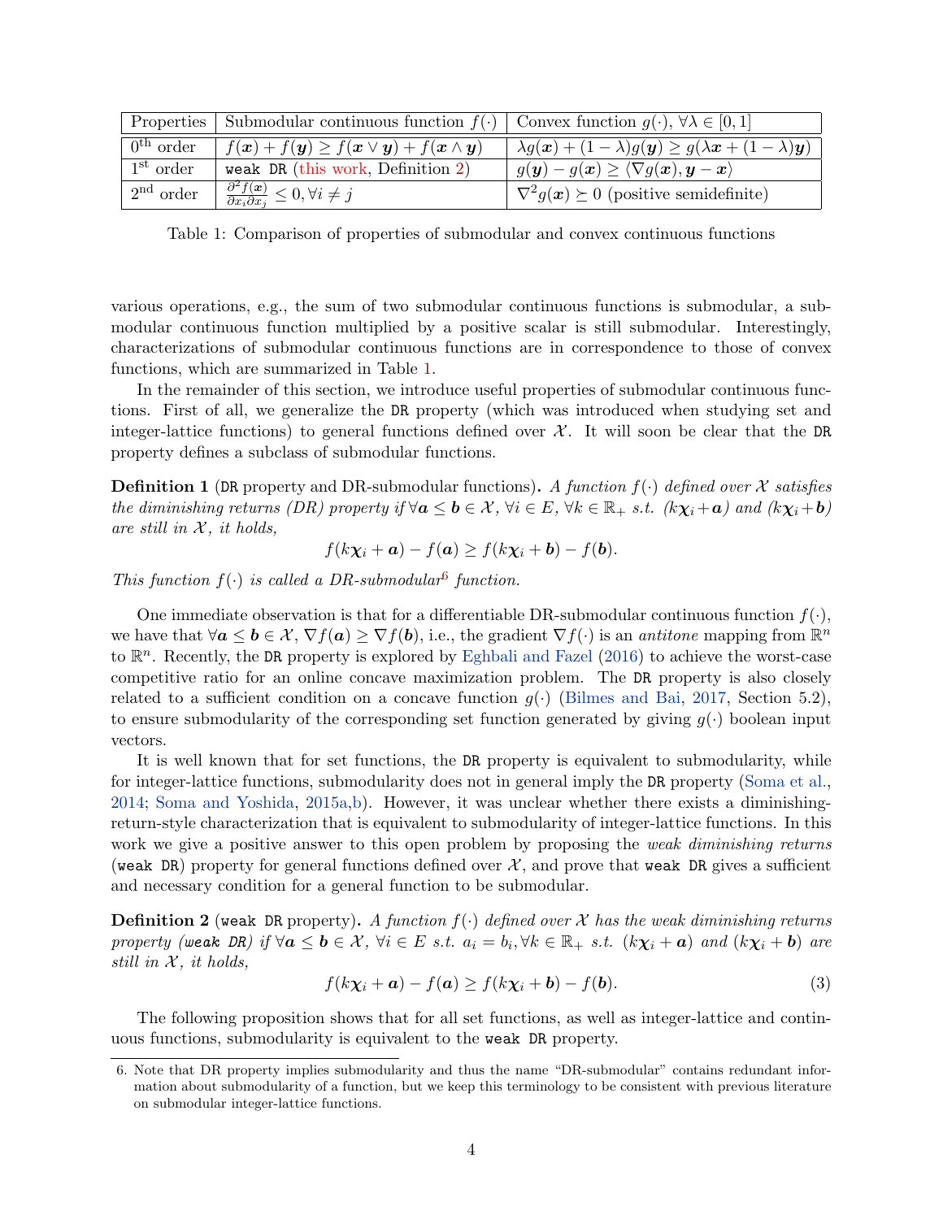| Properties | Submodular continuous function $f(\cdot)$ | Convex function $g(\cdot)$, $\forall \lambda \in [0,1]$ |
|---|---|---|
| $0^{\text{th}}$ order | $f(\boldsymbol{x}) + f(\boldsymbol{y}) \geq f(\boldsymbol{x} \vee \boldsymbol{y}) + f(\boldsymbol{x} \wedge \boldsymbol{y})$ | $\lambda g(\boldsymbol{x}) + (1-\lambda) g(\boldsymbol{y}) \geq g(\lambda \boldsymbol{x} + (1-\lambda)\boldsymbol{y})$ |
| $1^{\text{st}}$ order | `weak DR` (this work, Definition 2) | $g(\boldsymbol{y}) - g(\boldsymbol{x}) \geq \langle \nabla g(\boldsymbol{x}), \boldsymbol{y} - \boldsymbol{x} \rangle$ |
| $2^{\text{nd}}$ order | $\frac{\partial^2 f(\boldsymbol{x})}{\partial x_i \partial x_j} \leq 0, \forall i \neq j$ | $\nabla^2 g(\boldsymbol{x}) \succeq 0$ (positive semidefinite) |

Table 1: Comparison of properties of submodular and convex continuous functions

various operations, e.g., the sum of two submodular continuous functions is submodular, a submodular continuous function multiplied by a positive scalar is still submodular. Interestingly, characterizations of submodular continuous functions are in correspondence to those of convex functions, which are summarized in Table 1.

In the remainder of this section, we introduce useful properties of submodular continuous functions. First of all, we generalize the `DR` property (which was introduced when studying set and integer-lattice functions) to general functions defined over $\mathcal{X}$. It will soon be clear that the `DR` property defines a subclass of submodular functions.

**Definition 1** (`DR` property and DR-submodular functions)**.** *A function $f(\cdot)$ defined over $\mathcal{X}$ satisfies the diminishing returns (DR) property if $\forall \boldsymbol{a} \leq \boldsymbol{b} \in \mathcal{X}$, $\forall i \in E$, $\forall k \in \mathbb{R}_+$ s.t. $(k\boldsymbol{\chi}_i + \boldsymbol{a})$ and $(k\boldsymbol{\chi}_i + \boldsymbol{b})$ are still in $\mathcal{X}$, it holds,*

$$f(k\boldsymbol{\chi}_i + \boldsymbol{a}) - f(\boldsymbol{a}) \geq f(k\boldsymbol{\chi}_i + \boldsymbol{b}) - f(\boldsymbol{b}).$$

*This function $f(\cdot)$ is called a DR-submodular[6] function.*

One immediate observation is that for a differentiable DR-submodular continuous function $f(\cdot)$, we have that $\forall \boldsymbol{a} \leq \boldsymbol{b} \in \mathcal{X}$, $\nabla f(\boldsymbol{a}) \geq \nabla f(\boldsymbol{b})$, i.e., the gradient $\nabla f(\cdot)$ is an *antitone* mapping from $\mathbb{R}^n$ to $\mathbb{R}^n$. Recently, the `DR` property is explored by Eghbali and Fazel (2016) to achieve the worst-case competitive ratio for an online concave maximization problem. The `DR` property is also closely related to a sufficient condition on a concave function $g(\cdot)$ (Bilmes and Bai, 2017, Section 5.2), to ensure submodularity of the corresponding set function generated by giving $g(\cdot)$ boolean input vectors.

It is well known that for set functions, the `DR` property is equivalent to submodularity, while for integer-lattice functions, submodularity does not in general imply the `DR` property (Soma et al., 2014; Soma and Yoshida, 2015a,b). However, it was unclear whether there exists a diminishing-return-style characterization that is equivalent to submodularity of integer-lattice functions. In this work we give a positive answer to this open problem by proposing the *weak diminishing returns* (`weak DR`) property for general functions defined over $\mathcal{X}$, and prove that `weak DR` gives a sufficient and necessary condition for a general function to be submodular.

**Definition 2** (`weak DR` property)**.** *A function $f(\cdot)$ defined over $\mathcal{X}$ has the weak diminishing returns property (`weak DR`) if $\forall \boldsymbol{a} \leq \boldsymbol{b} \in \mathcal{X}$, $\forall i \in E$ s.t. $a_i = b_i, \forall k \in \mathbb{R}_+$ s.t. $(k\boldsymbol{\chi}_i + \boldsymbol{a})$ and $(k\boldsymbol{\chi}_i + \boldsymbol{b})$ are still in $\mathcal{X}$, it holds,*

$$f(k\boldsymbol{\chi}_i + \boldsymbol{a}) - f(\boldsymbol{a}) \geq f(k\boldsymbol{\chi}_i + \boldsymbol{b}) - f(\boldsymbol{b}). \tag{3}$$

The following proposition shows that for all set functions, as well as integer-lattice and continuous functions, submodularity is equivalent to the `weak DR` property.

6. Note that DR property implies submodularity and thus the name "DR-submodular" contains redundant information about submodularity of a function, but we keep this terminology to be consistent with previous literature on submodular integer-lattice functions.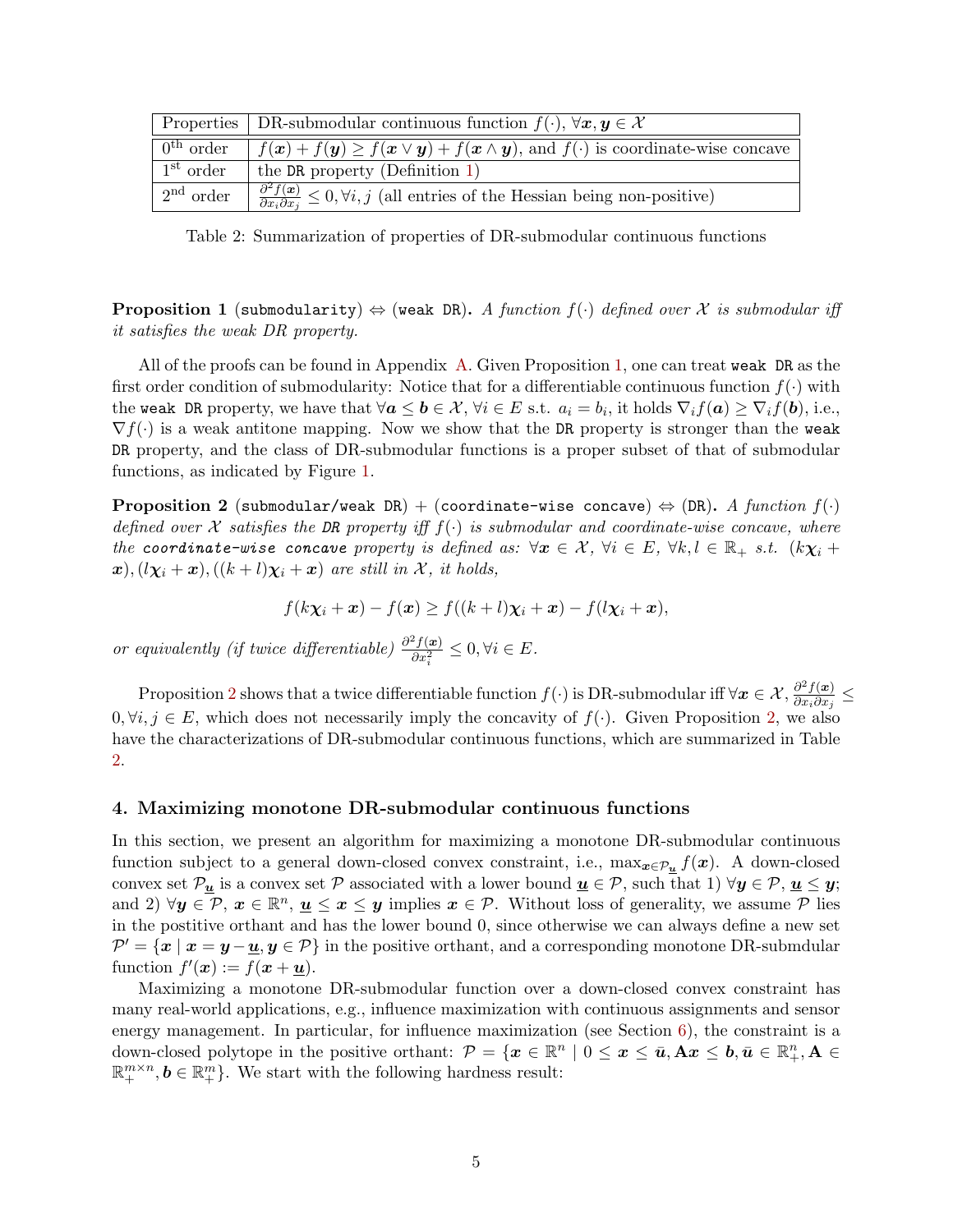| Properties | DR-submodular continuous function $f(\cdot)$, $\forall \boldsymbol{x}, \boldsymbol{y} \in \mathcal{X}$ |
|---|---|
| $0^{\text{th}}$ order | $f(\boldsymbol{x}) + f(\boldsymbol{y}) \geq f(\boldsymbol{x} \vee \boldsymbol{y}) + f(\boldsymbol{x} \wedge \boldsymbol{y})$, and $f(\cdot)$ is coordinate-wise concave |
| $1^{\text{st}}$ order | the DR property (Definition 1) |
| $2^{\text{nd}}$ order | $\frac{\partial^2 f(\boldsymbol{x})}{\partial x_i \partial x_j} \leq 0, \forall i, j$ (all entries of the Hessian being non-positive) |

Table 2: Summarization of properties of DR-submodular continuous functions

**Proposition 1** (`submodularity`) $\Leftrightarrow$ (`weak DR`). *A function $f(\cdot)$ defined over $\mathcal{X}$ is submodular iff it satisfies the weak DR property.*

All of the proofs can be found in Appendix A. Given Proposition 1, one can treat `weak DR` as the first order condition of submodularity: Notice that for a differentiable continuous function $f(\cdot)$ with the `weak DR` property, we have that $\forall \boldsymbol{a} \leq \boldsymbol{b} \in \mathcal{X}$, $\forall i \in E$ s.t. $a_i = b_i$, it holds $\nabla_i f(\boldsymbol{a}) \geq \nabla_i f(\boldsymbol{b})$, i.e., $\nabla f(\cdot)$ is a weak antitone mapping. Now we show that the `DR` property is stronger than the `weak DR` property, and the class of DR-submodular functions is a proper subset of that of submodular functions, as indicated by Figure 1.

**Proposition 2** (`submodular/weak DR`) + (`coordinate-wise concave`) $\Leftrightarrow$ (`DR`). *A function $f(\cdot)$ defined over $\mathcal{X}$ satisfies the `DR` property iff $f(\cdot)$ is submodular and coordinate-wise concave, where the `coordinate-wise concave` property is defined as: $\forall \boldsymbol{x} \in \mathcal{X}$, $\forall i \in E$, $\forall k, l \in \mathbb{R}_+$ s.t. $(k\boldsymbol{\chi}_i + \boldsymbol{x}), (l\boldsymbol{\chi}_i + \boldsymbol{x}), ((k+l)\boldsymbol{\chi}_i + \boldsymbol{x})$ are still in $\mathcal{X}$, it holds,*

$$f(k\boldsymbol{\chi}_i + \boldsymbol{x}) - f(\boldsymbol{x}) \geq f((k+l)\boldsymbol{\chi}_i + \boldsymbol{x}) - f(l\boldsymbol{\chi}_i + \boldsymbol{x}),$$

*or equivalently (if twice differentiable) $\frac{\partial^2 f(\boldsymbol{x})}{\partial x_i^2} \leq 0, \forall i \in E$.*

Proposition 2 shows that a twice differentiable function $f(\cdot)$ is DR-submodular iff $\forall \boldsymbol{x} \in \mathcal{X}$, $\frac{\partial^2 f(\boldsymbol{x})}{\partial x_i \partial x_j} \leq 0, \forall i, j \in E$, which does not necessarily imply the concavity of $f(\cdot)$. Given Proposition 2, we also have the characterizations of DR-submodular continuous functions, which are summarized in Table 2.

## 4. Maximizing monotone DR-submodular continuous functions

In this section, we present an algorithm for maximizing a monotone DR-submodular continuous function subject to a general down-closed convex constraint, i.e., $\max_{\boldsymbol{x} \in \mathcal{P}_{\underline{\boldsymbol{u}}}} f(\boldsymbol{x})$. A down-closed convex set $\mathcal{P}_{\underline{\boldsymbol{u}}}$ is a convex set $\mathcal{P}$ associated with a lower bound $\underline{\boldsymbol{u}} \in \mathcal{P}$, such that 1) $\forall \boldsymbol{y} \in \mathcal{P}$, $\underline{\boldsymbol{u}} \leq \boldsymbol{y}$; and 2) $\forall \boldsymbol{y} \in \mathcal{P}$, $\boldsymbol{x} \in \mathbb{R}^n$, $\underline{\boldsymbol{u}} \leq \boldsymbol{x} \leq \boldsymbol{y}$ implies $\boldsymbol{x} \in \mathcal{P}$. Without loss of generality, we assume $\mathcal{P}$ lies in the postitive orthant and has the lower bound 0, since otherwise we can always define a new set $\mathcal{P}' = \{\boldsymbol{x} \mid \boldsymbol{x} = \boldsymbol{y} - \underline{\boldsymbol{u}}, \boldsymbol{y} \in \mathcal{P}\}$ in the positive orthant, and a corresponding monotone DR-submdular function $f'(\boldsymbol{x}) := f(\boldsymbol{x} + \underline{\boldsymbol{u}})$.

Maximizing a monotone DR-submodular function over a down-closed convex constraint has many real-world applications, e.g., influence maximization with continuous assignments and sensor energy management. In particular, for influence maximization (see Section 6), the constraint is a down-closed polytope in the positive orthant: $\mathcal{P} = \{\boldsymbol{x} \in \mathbb{R}^n \mid 0 \leq \boldsymbol{x} \leq \bar{\boldsymbol{u}}, \mathbf{A}\boldsymbol{x} \leq \boldsymbol{b}, \bar{\boldsymbol{u}} \in \mathbb{R}^n_+, \mathbf{A} \in \mathbb{R}^{m \times n}_+, \boldsymbol{b} \in \mathbb{R}^m_+\}$. We start with the following hardness result: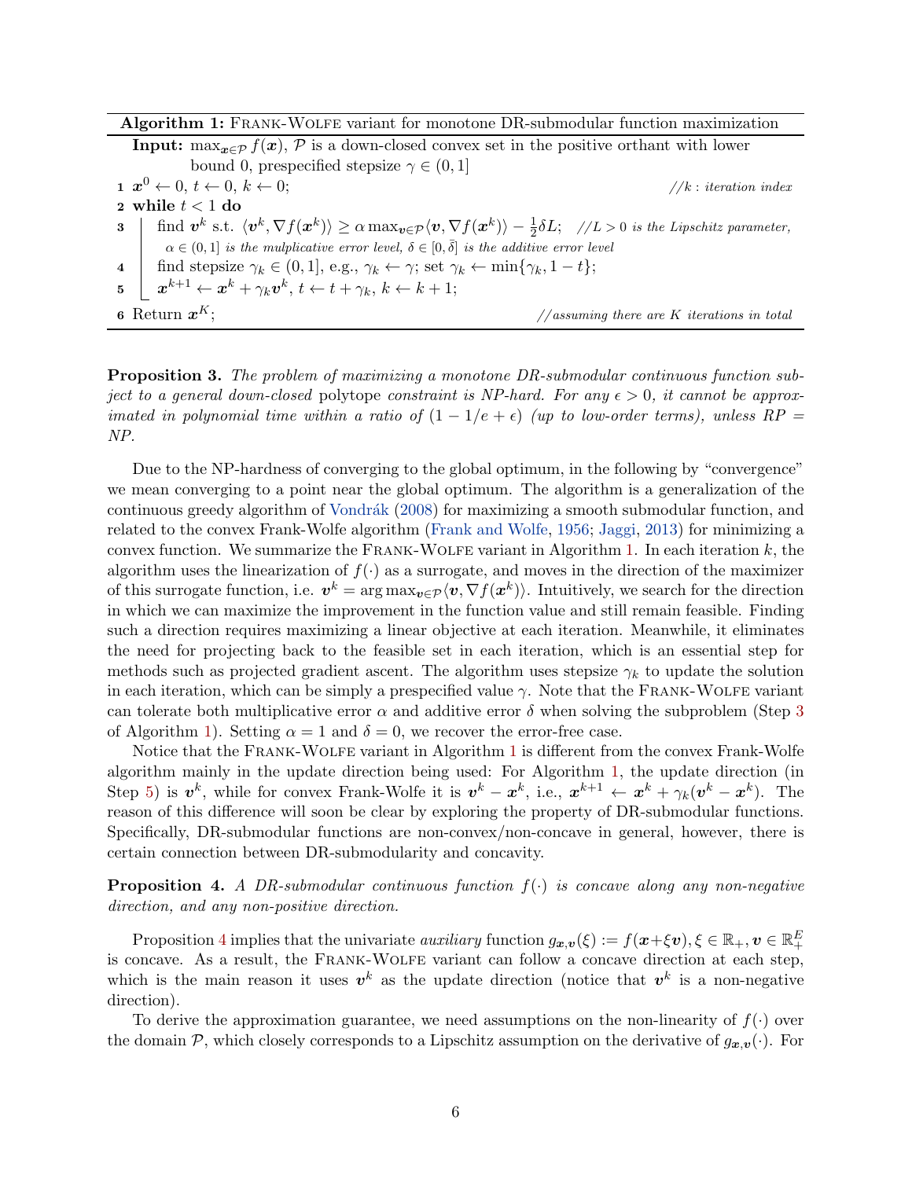**Algorithm 1:** Frank-Wolfe variant for monotone DR-submodular function maximization

**Input:** $\max_{\boldsymbol{x}\in\mathcal{P}} f(\boldsymbol{x})$, $\mathcal{P}$ is a down-closed convex set in the positive orthant with lower bound 0, prespecified stepsize $\gamma \in (0, 1]$

1. $\boldsymbol{x}^0 \leftarrow 0$, $t \leftarrow 0$, $k \leftarrow 0$; *//k : iteration index*
2. **while** $t < 1$ **do**
3. find $\boldsymbol{v}^k$ s.t. $\langle \boldsymbol{v}^k, \nabla f(\boldsymbol{x}^k)\rangle \geq \alpha \max_{\boldsymbol{v}\in\mathcal{P}} \langle \boldsymbol{v}, \nabla f(\boldsymbol{x}^k)\rangle - \frac{1}{2}\delta L$; *//$L > 0$ is the Lipschitz parameter, $\alpha \in (0, 1]$ is the mulplicative error level, $\delta \in [0, \bar{\delta}]$ is the additive error level*
4. find stepsize $\gamma_k \in (0, 1]$, e.g., $\gamma_k \leftarrow \gamma$; set $\gamma_k \leftarrow \min\{\gamma_k, 1 - t\}$;
5. $\boldsymbol{x}^{k+1} \leftarrow \boldsymbol{x}^k + \gamma_k \boldsymbol{v}^k$, $t \leftarrow t + \gamma_k$, $k \leftarrow k + 1$;
6. Return $\boldsymbol{x}^K$; *//assuming there are $K$ iterations in total*

**Proposition 3.** *The problem of maximizing a monotone DR-submodular continuous function subject to a general down-closed* polytope *constraint is NP-hard. For any $\epsilon > 0$, it cannot be approximated in polynomial time within a ratio of $(1 - 1/e + \epsilon)$ (up to low-order terms), unless RP = NP.*

Due to the NP-hardness of converging to the global optimum, in the following by "convergence" we mean converging to a point near the global optimum. The algorithm is a generalization of the continuous greedy algorithm of Vondrák (2008) for maximizing a smooth submodular function, and related to the convex Frank-Wolfe algorithm (Frank and Wolfe, 1956; Jaggi, 2013) for minimizing a convex function. We summarize the Frank-Wolfe variant in Algorithm 1. In each iteration $k$, the algorithm uses the linearization of $f(\cdot)$ as a surrogate, and moves in the direction of the maximizer of this surrogate function, i.e. $\boldsymbol{v}^k = \arg\max_{\boldsymbol{v}\in\mathcal{P}} \langle \boldsymbol{v}, \nabla f(\boldsymbol{x}^k)\rangle$. Intuitively, we search for the direction in which we can maximize the improvement in the function value and still remain feasible. Finding such a direction requires maximizing a linear objective at each iteration. Meanwhile, it eliminates the need for projecting back to the feasible set in each iteration, which is an essential step for methods such as projected gradient ascent. The algorithm uses stepsize $\gamma_k$ to update the solution in each iteration, which can be simply a prespecified value $\gamma$. Note that the Frank-Wolfe variant can tolerate both multiplicative error $\alpha$ and additive error $\delta$ when solving the subproblem (Step 3 of Algorithm 1). Setting $\alpha = 1$ and $\delta = 0$, we recover the error-free case.

Notice that the Frank-Wolfe variant in Algorithm 1 is different from the convex Frank-Wolfe algorithm mainly in the update direction being used: For Algorithm 1, the update direction (in Step 5) is $\boldsymbol{v}^k$, while for convex Frank-Wolfe it is $\boldsymbol{v}^k - \boldsymbol{x}^k$, i.e., $\boldsymbol{x}^{k+1} \leftarrow \boldsymbol{x}^k + \gamma_k(\boldsymbol{v}^k - \boldsymbol{x}^k)$. The reason of this difference will soon be clear by exploring the property of DR-submodular functions. Specifically, DR-submodular functions are non-convex/non-concave in general, however, there is certain connection between DR-submodularity and concavity.

**Proposition 4.** *A DR-submodular continuous function $f(\cdot)$ is concave along any non-negative direction, and any non-positive direction.*

Proposition 4 implies that the univariate *auxiliary* function $g_{\boldsymbol{x},\boldsymbol{v}}(\xi) := f(\boldsymbol{x}+\xi\boldsymbol{v}), \xi \in \mathbb{R}_+, \boldsymbol{v} \in \mathbb{R}^E_+$ is concave. As a result, the Frank-Wolfe variant can follow a concave direction at each step, which is the main reason it uses $\boldsymbol{v}^k$ as the update direction (notice that $\boldsymbol{v}^k$ is a non-negative direction).

To derive the approximation guarantee, we need assumptions on the non-linearity of $f(\cdot)$ over the domain $\mathcal{P}$, which closely corresponds to a Lipschitz assumption on the derivative of $g_{\boldsymbol{x},\boldsymbol{v}}(\cdot)$. For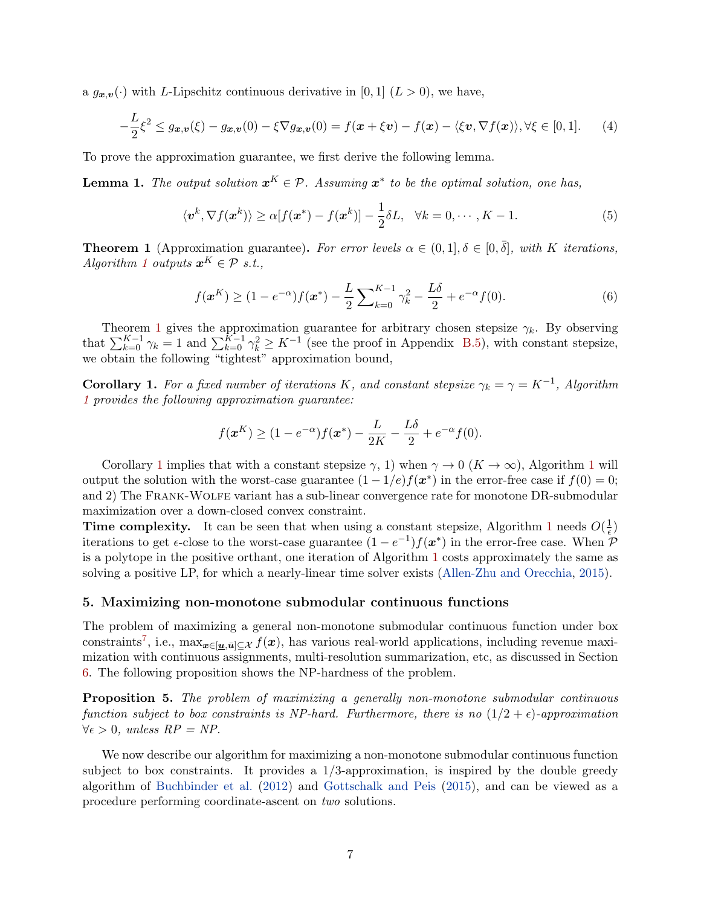a $g_{\boldsymbol{x},\boldsymbol{v}}(\cdot)$ with $L$-Lipschitz continuous derivative in $[0,1]$ $(L>0)$, we have,

$$-\frac{L}{2}\xi^2 \leq g_{\boldsymbol{x},\boldsymbol{v}}(\xi) - g_{\boldsymbol{x},\boldsymbol{v}}(0) - \xi \nabla g_{\boldsymbol{x},\boldsymbol{v}}(0) = f(\boldsymbol{x}+\xi\boldsymbol{v}) - f(\boldsymbol{x}) - \langle \xi\boldsymbol{v}, \nabla f(\boldsymbol{x})\rangle, \forall \xi \in [0,1]. \quad (4)$$

To prove the approximation guarantee, we first derive the following lemma.

**Lemma 1.** *The output solution $\boldsymbol{x}^K \in \mathcal{P}$. Assuming $\boldsymbol{x}^*$ to be the optimal solution, one has,*

$$\langle \boldsymbol{v}^k, \nabla f(\boldsymbol{x}^k)\rangle \geq \alpha[f(\boldsymbol{x}^*) - f(\boldsymbol{x}^k)] - \frac{1}{2}\delta L, \quad \forall k = 0, \cdots, K-1. \quad (5)$$

**Theorem 1** (Approximation guarantee)**.** *For error levels $\alpha \in (0,1], \delta \in [0, \bar{\delta}]$, with $K$ iterations, Algorithm 1 outputs $\boldsymbol{x}^K \in \mathcal{P}$ s.t.,*

$$f(\boldsymbol{x}^K) \geq (1-e^{-\alpha})f(\boldsymbol{x}^*) - \frac{L}{2}\sum\nolimits_{k=0}^{K-1}\gamma_k^2 - \frac{L\delta}{2} + e^{-\alpha}f(0). \quad (6)$$

Theorem 1 gives the approximation guarantee for arbitrary chosen stepsize $\gamma_k$. By observing that $\sum_{k=0}^{K-1}\gamma_k = 1$ and $\sum_{k=0}^{K-1}\gamma_k^2 \geq K^{-1}$ (see the proof in Appendix B.5), with constant stepsize, we obtain the following "tightest" approximation bound,

**Corollary 1.** *For a fixed number of iterations $K$, and constant stepsize $\gamma_k = \gamma = K^{-1}$, Algorithm 1 provides the following approximation guarantee:*

$$f(\boldsymbol{x}^K) \geq (1-e^{-\alpha})f(\boldsymbol{x}^*) - \frac{L}{2K} - \frac{L\delta}{2} + e^{-\alpha}f(0).$$

Corollary 1 implies that with a constant stepsize $\gamma$, 1) when $\gamma \to 0$ $(K \to \infty)$, Algorithm 1 will output the solution with the worst-case guarantee $(1-1/e)f(\boldsymbol{x}^*)$ in the error-free case if $f(0)=0$; and 2) The Frank-Wolfe variant has a sub-linear convergence rate for monotone DR-submodular maximization over a down-closed convex constraint.

**Time complexity.** It can be seen that when using a constant stepsize, Algorithm 1 needs $O(\frac{1}{\epsilon})$ iterations to get $\epsilon$-close to the worst-case guarantee $(1-e^{-1})f(\boldsymbol{x}^*)$ in the error-free case. When $\mathcal{P}$ is a polytope in the positive orthant, one iteration of Algorithm 1 costs approximately the same as solving a positive LP, for which a nearly-linear time solver exists (Allen-Zhu and Orecchia, 2015).

## 5. Maximizing non-monotone submodular continuous functions

The problem of maximizing a general non-monotone submodular continuous function under box constraints[7], i.e., $\max_{\boldsymbol{x}\in[\underline{\boldsymbol{u}},\bar{\boldsymbol{u}}]\subseteq\mathcal{X}} f(\boldsymbol{x})$, has various real-world applications, including revenue maximization with continuous assignments, multi-resolution summarization, etc, as discussed in Section 6. The following proposition shows the NP-hardness of the problem.

**Proposition 5.** *The problem of maximizing a generally non-monotone submodular continuous function subject to box constraints is NP-hard. Furthermore, there is no $(1/2+\epsilon)$-approximation $\forall \epsilon > 0$, unless RP = NP.*

We now describe our algorithm for maximizing a non-monotone submodular continuous function subject to box constraints. It provides a 1/3-approximation, is inspired by the double greedy algorithm of Buchbinder et al. (2012) and Gottschalk and Peis (2015), and can be viewed as a procedure performing coordinate-ascent on *two* solutions.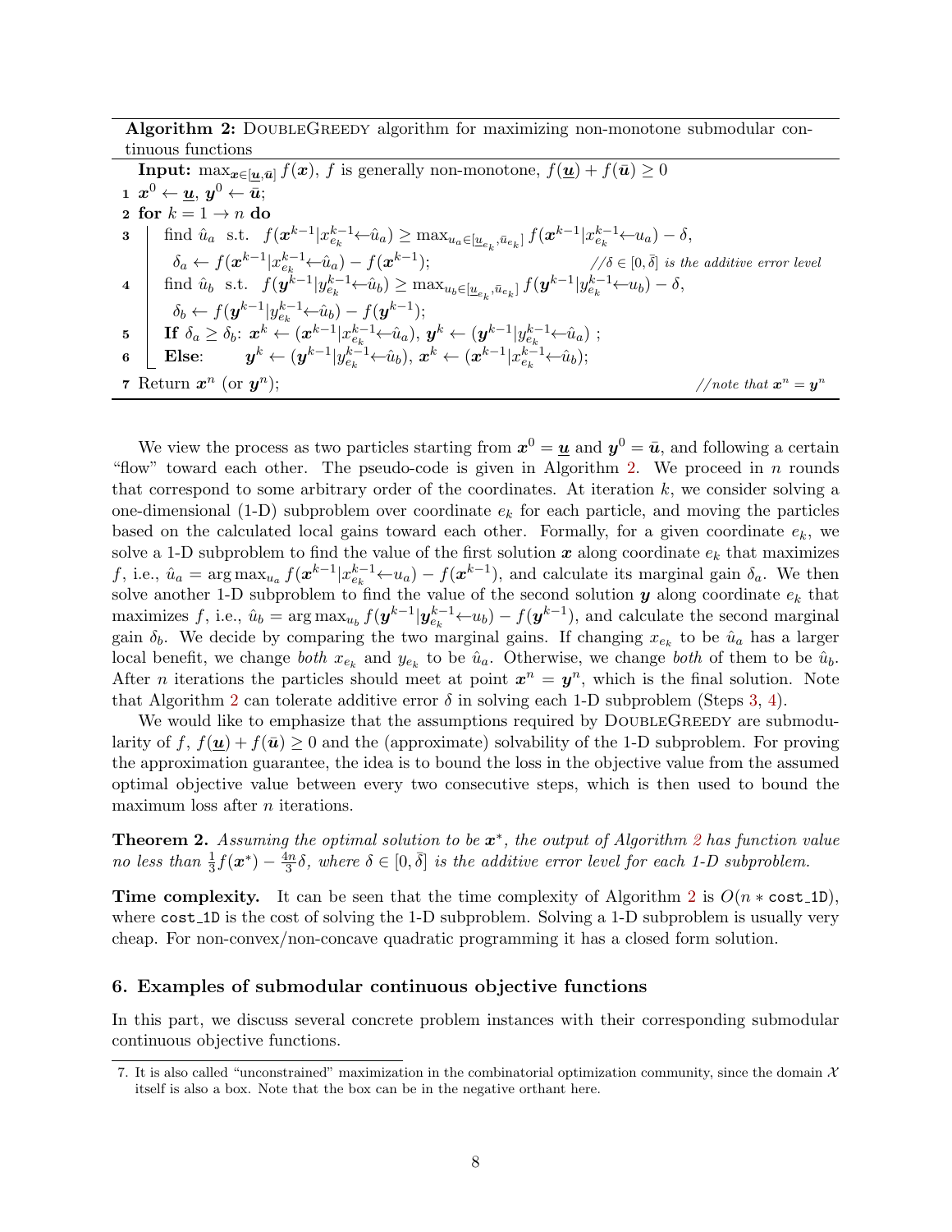**Algorithm 2:** DoubleGreedy algorithm for maximizing non-monotone submodular continuous functions

**Input:** $\max_{\boldsymbol{x}\in[\underline{\boldsymbol{u}},\bar{\boldsymbol{u}}]} f(\boldsymbol{x})$, $f$ is generally non-monotone, $f(\underline{\boldsymbol{u}}) + f(\bar{\boldsymbol{u}}) \geq 0$

1. $\boldsymbol{x}^0 \leftarrow \underline{\boldsymbol{u}}$, $\boldsymbol{y}^0 \leftarrow \bar{\boldsymbol{u}}$;
2. **for** $k = 1 \to n$ **do**
3. find $\hat{u}_a$ s.t. $f(\boldsymbol{x}^{k-1}|x^{k-1}_{e_k}\leftarrow\hat{u}_a) \geq \max_{u_a\in[\underline{u}_{e_k},\bar{u}_{e_k}]} f(\boldsymbol{x}^{k-1}|x^{k-1}_{e_k}\leftarrow u_a) - \delta$,
   $\delta_a \leftarrow f(\boldsymbol{x}^{k-1}|x^{k-1}_{e_k}\leftarrow\hat{u}_a) - f(\boldsymbol{x}^{k-1})$; *//$\delta \in [0, \bar{\delta}]$ is the additive error level*
4. find $\hat{u}_b$ s.t. $f(\boldsymbol{y}^{k-1}|y^{k-1}_{e_k}\leftarrow\hat{u}_b) \geq \max_{u_b\in[\underline{u}_{e_k},\bar{u}_{e_k}]} f(\boldsymbol{y}^{k-1}|y^{k-1}_{e_k}\leftarrow u_b) - \delta$,
   $\delta_b \leftarrow f(\boldsymbol{y}^{k-1}|y^{k-1}_{e_k}\leftarrow\hat{u}_b) - f(\boldsymbol{y}^{k-1})$;
5. **If** $\delta_a \geq \delta_b$: $\boldsymbol{x}^k \leftarrow (\boldsymbol{x}^{k-1}|x^{k-1}_{e_k}\leftarrow\hat{u}_a)$, $\boldsymbol{y}^k \leftarrow (\boldsymbol{y}^{k-1}|y^{k-1}_{e_k}\leftarrow\hat{u}_a)$ ;
6. **Else**: $\boldsymbol{y}^k \leftarrow (\boldsymbol{y}^{k-1}|y^{k-1}_{e_k}\leftarrow\hat{u}_b)$, $\boldsymbol{x}^k \leftarrow (\boldsymbol{x}^{k-1}|x^{k-1}_{e_k}\leftarrow\hat{u}_b)$;
7. Return $\boldsymbol{x}^n$ (or $\boldsymbol{y}^n$); *//note that $\boldsymbol{x}^n = \boldsymbol{y}^n$*

We view the process as two particles starting from $\boldsymbol{x}^0 = \underline{\boldsymbol{u}}$ and $\boldsymbol{y}^0 = \bar{\boldsymbol{u}}$, and following a certain "flow" toward each other. The pseudo-code is given in Algorithm 2. We proceed in $n$ rounds that correspond to some arbitrary order of the coordinates. At iteration $k$, we consider solving a one-dimensional (1-D) subproblem over coordinate $e_k$ for each particle, and moving the particles based on the calculated local gains toward each other. Formally, for a given coordinate $e_k$, we solve a 1-D subproblem to find the value of the first solution $\boldsymbol{x}$ along coordinate $e_k$ that maximizes $f$, i.e., $\hat{u}_a = \arg\max_{u_a} f(\boldsymbol{x}^{k-1}|x^{k-1}_{e_k}\leftarrow u_a) - f(\boldsymbol{x}^{k-1})$, and calculate its marginal gain $\delta_a$. We then solve another 1-D subproblem to find the value of the second solution $\boldsymbol{y}$ along coordinate $e_k$ that maximizes $f$, i.e., $\hat{u}_b = \arg\max_{u_b} f(\boldsymbol{y}^{k-1}|y^{k-1}_{e_k}\leftarrow u_b) - f(\boldsymbol{y}^{k-1})$, and calculate the second marginal gain $\delta_b$. We decide by comparing the two marginal gains. If changing $x_{e_k}$ to be $\hat{u}_a$ has a larger local benefit, we change *both* $x_{e_k}$ and $y_{e_k}$ to be $\hat{u}_a$. Otherwise, we change *both* of them to be $\hat{u}_b$. After $n$ iterations the particles should meet at point $\boldsymbol{x}^n = \boldsymbol{y}^n$, which is the final solution. Note that Algorithm 2 can tolerate additive error $\delta$ in solving each 1-D subproblem (Steps 3, 4).

We would like to emphasize that the assumptions required by DoubleGreedy are submodularity of $f$, $f(\underline{\boldsymbol{u}}) + f(\bar{\boldsymbol{u}}) \geq 0$ and the (approximate) solvability of the 1-D subproblem. For proving the approximation guarantee, the idea is to bound the loss in the objective value from the assumed optimal objective value between every two consecutive steps, which is then used to bound the maximum loss after $n$ iterations.

**Theorem 2.** *Assuming the optimal solution to be $\boldsymbol{x}^*$, the output of Algorithm 2 has function value no less than $\frac{1}{3}f(\boldsymbol{x}^*) - \frac{4n}{3}\delta$, where $\delta \in [0, \bar{\delta}]$ is the additive error level for each 1-D subproblem.*

**Time complexity.** It can be seen that the time complexity of Algorithm 2 is $O(n * \texttt{cost\_1D})$, where `cost_1D` is the cost of solving the 1-D subproblem. Solving a 1-D subproblem is usually very cheap. For non-convex/non-concave quadratic programming it has a closed form solution.

## 6. Examples of submodular continuous objective functions

In this part, we discuss several concrete problem instances with their corresponding submodular continuous objective functions.

7. It is also called "unconstrained" maximization in the combinatorial optimization community, since the domain $\mathcal{X}$ itself is also a box. Note that the box can be in the negative orthant here.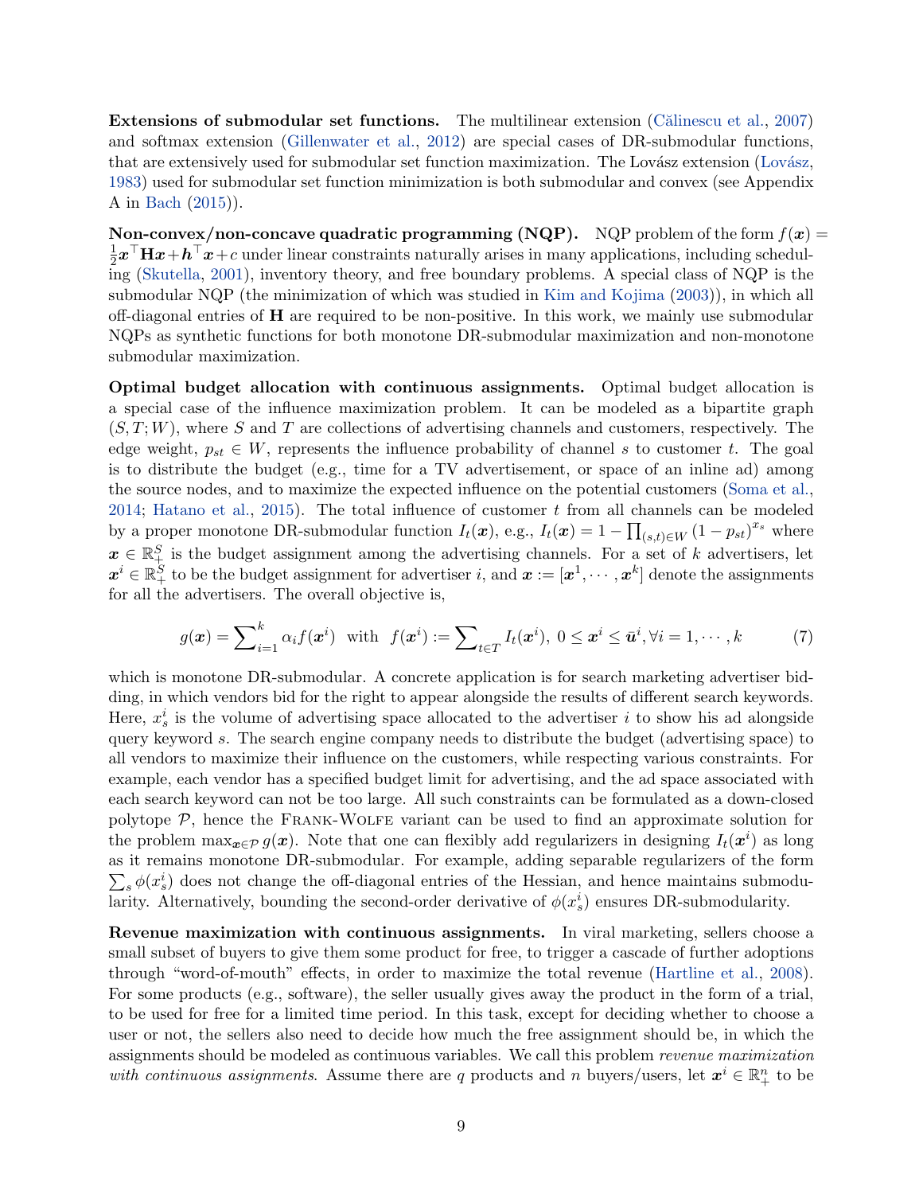**Extensions of submodular set functions.** The multilinear extension (Călinescu et al., 2007) and softmax extension (Gillenwater et al., 2012) are special cases of DR-submodular functions, that are extensively used for submodular set function maximization. The Lovász extension (Lovász, 1983) used for submodular set function minimization is both submodular and convex (see Appendix A in Bach (2015)).

**Non-convex/non-concave quadratic programming (NQP).** NQP problem of the form $f(\boldsymbol{x}) = \frac{1}{2}\boldsymbol{x}^\top \mathbf{H}\boldsymbol{x} + \boldsymbol{h}^\top \boldsymbol{x} + c$ under linear constraints naturally arises in many applications, including scheduling (Skutella, 2001), inventory theory, and free boundary problems. A special class of NQP is the submodular NQP (the minimization of which was studied in Kim and Kojima (2003)), in which all off-diagonal entries of $\mathbf{H}$ are required to be non-positive. In this work, we mainly use submodular NQPs as synthetic functions for both monotone DR-submodular maximization and non-monotone submodular maximization.

**Optimal budget allocation with continuous assignments.** Optimal budget allocation is a special case of the influence maximization problem. It can be modeled as a bipartite graph $(S, T; W)$, where $S$ and $T$ are collections of advertising channels and customers, respectively. The edge weight, $p_{st} \in W$, represents the influence probability of channel $s$ to customer $t$. The goal is to distribute the budget (e.g., time for a TV advertisement, or space of an inline ad) among the source nodes, and to maximize the expected influence on the potential customers (Soma et al., 2014; Hatano et al., 2015). The total influence of customer $t$ from all channels can be modeled by a proper monotone DR-submodular function $I_t(\boldsymbol{x})$, e.g., $I_t(\boldsymbol{x}) = 1 - \prod_{(s,t)\in W}(1 - p_{st})^{x_s}$ where $\boldsymbol{x} \in \mathbb{R}_+^S$ is the budget assignment among the advertising channels. For a set of $k$ advertisers, let $\boldsymbol{x}^i \in \mathbb{R}_+^S$ to be the budget assignment for advertiser $i$, and $\boldsymbol{x} := [\boldsymbol{x}^1, \cdots, \boldsymbol{x}^k]$ denote the assignments for all the advertisers. The overall objective is,

$$g(\boldsymbol{x}) = \sum\nolimits_{i=1}^{k} \alpha_i f(\boldsymbol{x}^i) \;\; \text{with} \;\; f(\boldsymbol{x}^i) := \sum\nolimits_{t\in T} I_t(\boldsymbol{x}^i), \; 0 \leq \boldsymbol{x}^i \leq \bar{\boldsymbol{u}}^i, \forall i = 1, \cdots, k \tag{7}$$

which is monotone DR-submodular. A concrete application is for search marketing advertiser bidding, in which vendors bid for the right to appear alongside the results of different search keywords. Here, $x_s^i$ is the volume of advertising space allocated to the advertiser $i$ to show his ad alongside query keyword $s$. The search engine company needs to distribute the budget (advertising space) to all vendors to maximize their influence on the customers, while respecting various constraints. For example, each vendor has a specified budget limit for advertising, and the ad space associated with each search keyword can not be too large. All such constraints can be formulated as a down-closed polytope $\mathcal{P}$, hence the Frank-Wolfe variant can be used to find an approximate solution for the problem $\max_{\boldsymbol{x}\in\mathcal{P}} g(\boldsymbol{x})$. Note that one can flexibly add regularizers in designing $I_t(\boldsymbol{x}^i)$ as long as it remains monotone DR-submodular. For example, adding separable regularizers of the form $\sum_s \phi(x_s^i)$ does not change the off-diagonal entries of the Hessian, and hence maintains submodularity. Alternatively, bounding the second-order derivative of $\phi(x_s^i)$ ensures DR-submodularity.

**Revenue maximization with continuous assignments.** In viral marketing, sellers choose a small subset of buyers to give them some product for free, to trigger a cascade of further adoptions through "word-of-mouth" effects, in order to maximize the total revenue (Hartline et al., 2008). For some products (e.g., software), the seller usually gives away the product in the form of a trial, to be used for free for a limited time period. In this task, except for deciding whether to choose a user or not, the sellers also need to decide how much the free assignment should be, in which the assignments should be modeled as continuous variables. We call this problem *revenue maximization with continuous assignments*. Assume there are $q$ products and $n$ buyers/users, let $\boldsymbol{x}^i \in \mathbb{R}_+^n$ to be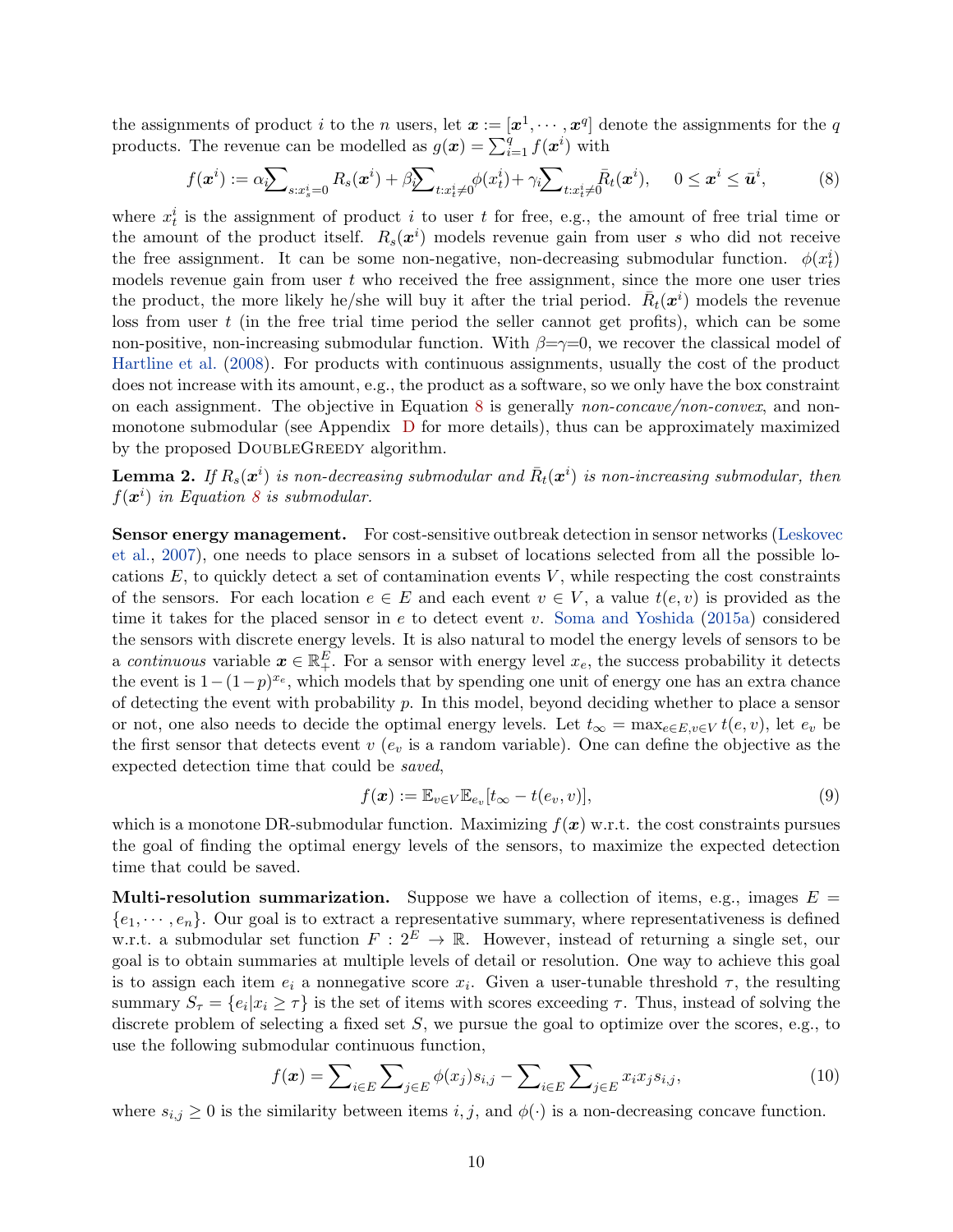the assignments of product $i$ to the $n$ users, let $\boldsymbol{x} := [\boldsymbol{x}^1, \cdots, \boldsymbol{x}^q]$ denote the assignments for the $q$ products. The revenue can be modelled as $g(\boldsymbol{x}) = \sum_{i=1}^{q} f(\boldsymbol{x}^i)$ with

$$f(\boldsymbol{x}^i) := \alpha_i \sum_{s: x^i_s = 0} R_s(\boldsymbol{x}^i) + \beta_i \sum_{t: x^i_t \neq 0} \phi(x^i_t) + \gamma_i \sum_{t: x^i_t \neq 0} \bar{R}_t(\boldsymbol{x}^i), \quad 0 \leq \boldsymbol{x}^i \leq \bar{\boldsymbol{u}}^i, \tag{8}$$

where $x^i_t$ is the assignment of product $i$ to user $t$ for free, e.g., the amount of free trial time or the amount of the product itself. $R_s(\boldsymbol{x}^i)$ models revenue gain from user $s$ who did not receive the free assignment. It can be some non-negative, non-decreasing submodular function. $\phi(x^i_t)$ models revenue gain from user $t$ who received the free assignment, since the more one user tries the product, the more likely he/she will buy it after the trial period. $\bar{R}_t(\boldsymbol{x}^i)$ models the revenue loss from user $t$ (in the free trial time period the seller cannot get profits), which can be some non-positive, non-increasing submodular function. With $\beta$=$\gamma$=0, we recover the classical model of Hartline et al. (2008). For products with continuous assignments, usually the cost of the product does not increase with its amount, e.g., the product as a software, so we only have the box constraint on each assignment. The objective in Equation 8 is generally *non-concave/non-convex*, and non-monotone submodular (see Appendix D for more details), thus can be approximately maximized by the proposed DoubleGreedy algorithm.

**Lemma 2.** *If $R_s(\boldsymbol{x}^i)$ is non-decreasing submodular and $\bar{R}_t(\boldsymbol{x}^i)$ is non-increasing submodular, then $f(\boldsymbol{x}^i)$ in Equation 8 is submodular.*

**Sensor energy management.** For cost-sensitive outbreak detection in sensor networks (Leskovec et al., 2007), one needs to place sensors in a subset of locations selected from all the possible locations $E$, to quickly detect a set of contamination events $V$, while respecting the cost constraints of the sensors. For each location $e \in E$ and each event $v \in V$, a value $t(e, v)$ is provided as the time it takes for the placed sensor in $e$ to detect event $v$. Soma and Yoshida (2015a) considered the sensors with discrete energy levels. It is also natural to model the energy levels of sensors to be a *continuous* variable $\boldsymbol{x} \in \mathbb{R}^E_+$. For a sensor with energy level $x_e$, the success probability it detects the event is $1-(1-p)^{x_e}$, which models that by spending one unit of energy one has an extra chance of detecting the event with probability $p$. In this model, beyond deciding whether to place a sensor or not, one also needs to decide the optimal energy levels. Let $t_\infty = \max_{e \in E, v \in V} t(e, v)$, let $e_v$ be the first sensor that detects event $v$ ($e_v$ is a random variable). One can define the objective as the expected detection time that could be *saved*,

$$f(\boldsymbol{x}) := \mathbb{E}_{v \in V} \mathbb{E}_{e_v} [t_\infty - t(e_v, v)], \tag{9}$$

which is a monotone DR-submodular function. Maximizing $f(\boldsymbol{x})$ w.r.t. the cost constraints pursues the goal of finding the optimal energy levels of the sensors, to maximize the expected detection time that could be saved.

**Multi-resolution summarization.** Suppose we have a collection of items, e.g., images $E = \{e_1, \cdots, e_n\}$. Our goal is to extract a representative summary, where representativeness is defined w.r.t. a submodular set function $F : 2^E \to \mathbb{R}$. However, instead of returning a single set, our goal is to obtain summaries at multiple levels of detail or resolution. One way to achieve this goal is to assign each item $e_i$ a nonnegative score $x_i$. Given a user-tunable threshold $\tau$, the resulting summary $S_\tau = \{e_i | x_i \geq \tau\}$ is the set of items with scores exceeding $\tau$. Thus, instead of solving the discrete problem of selecting a fixed set $S$, we pursue the goal to optimize over the scores, e.g., to use the following submodular continuous function,

$$f(\boldsymbol{x}) = \sum_{i \in E} \sum_{j \in E} \phi(x_j) s_{i,j} - \sum_{i \in E} \sum_{j \in E} x_i x_j s_{i,j}, \tag{10}$$

where $s_{i,j} \geq 0$ is the similarity between items $i, j$, and $\phi(\cdot)$ is a non-decreasing concave function.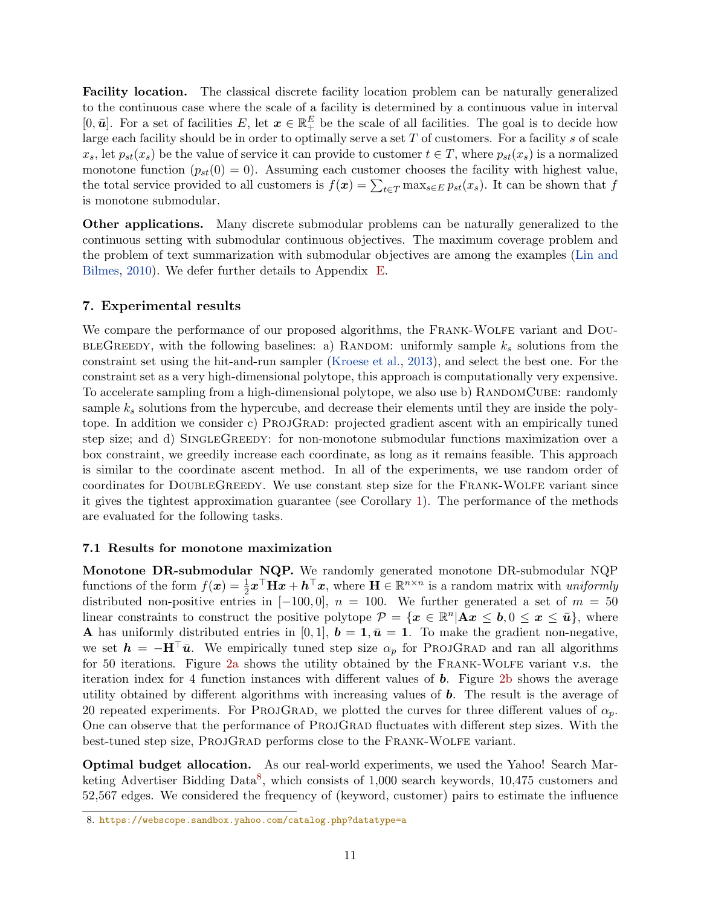**Facility location.** The classical discrete facility location problem can be naturally generalized to the continuous case where the scale of a facility is determined by a continuous value in interval $[0, \bar{\boldsymbol{u}}]$. For a set of facilities $E$, let $\boldsymbol{x} \in \mathbb{R}_+^E$ be the scale of all facilities. The goal is to decide how large each facility should be in order to optimally serve a set $T$ of customers. For a facility $s$ of scale $x_s$, let $p_{st}(x_s)$ be the value of service it can provide to customer $t \in T$, where $p_{st}(x_s)$ is a normalized monotone function ($p_{st}(0) = 0$). Assuming each customer chooses the facility with highest value, the total service provided to all customers is $f(\boldsymbol{x}) = \sum_{t \in T} \max_{s \in E} p_{st}(x_s)$. It can be shown that $f$ is monotone submodular.

**Other applications.** Many discrete submodular problems can be naturally generalized to the continuous setting with submodular continuous objectives. The maximum coverage problem and the problem of text summarization with submodular objectives are among the examples (Lin and Bilmes, 2010). We defer further details to Appendix E.

## 7. Experimental results

We compare the performance of our proposed algorithms, the Frank-Wolfe variant and DoubleGreedy, with the following baselines: a) Random: uniformly sample $k_s$ solutions from the constraint set using the hit-and-run sampler (Kroese et al., 2013), and select the best one. For the constraint set as a very high-dimensional polytope, this approach is computationally very expensive. To accelerate sampling from a high-dimensional polytope, we also use b) RandomCube: randomly sample $k_s$ solutions from the hypercube, and decrease their elements until they are inside the polytope. In addition we consider c) ProjGrad: projected gradient ascent with an empirically tuned step size; and d) SingleGreedy: for non-monotone submodular functions maximization over a box constraint, we greedily increase each coordinate, as long as it remains feasible. This approach is similar to the coordinate ascent method. In all of the experiments, we use random order of coordinates for DoubleGreedy. We use constant step size for the Frank-Wolfe variant since it gives the tightest approximation guarantee (see Corollary 1). The performance of the methods are evaluated for the following tasks.

### 7.1 Results for monotone maximization

**Monotone DR-submodular NQP.** We randomly generated monotone DR-submodular NQP functions of the form $f(\boldsymbol{x}) = \frac{1}{2}\boldsymbol{x}^\top \mathbf{H}\boldsymbol{x} + \boldsymbol{h}^\top \boldsymbol{x}$, where $\mathbf{H} \in \mathbb{R}^{n \times n}$ is a random matrix with *uniformly* distributed non-positive entries in $[-100, 0]$, $n = 100$. We further generated a set of $m = 50$ linear constraints to construct the positive polytope $\mathcal{P} = \{\boldsymbol{x} \in \mathbb{R}^n | \mathbf{A}\boldsymbol{x} \leq \boldsymbol{b}, 0 \leq \boldsymbol{x} \leq \bar{\boldsymbol{u}}\}$, where $\mathbf{A}$ has uniformly distributed entries in $[0, 1]$, $\boldsymbol{b} = \mathbf{1}, \bar{\boldsymbol{u}} = \mathbf{1}$. To make the gradient non-negative, we set $\boldsymbol{h} = -\mathbf{H}^\top \bar{\boldsymbol{u}}$. We empirically tuned step size $\alpha_p$ for ProjGrad and ran all algorithms for 50 iterations. Figure 2a shows the utility obtained by the Frank-Wolfe variant v.s. the iteration index for 4 function instances with different values of $\boldsymbol{b}$. Figure 2b shows the average utility obtained by different algorithms with increasing values of $\boldsymbol{b}$. The result is the average of 20 repeated experiments. For ProjGrad, we plotted the curves for three different values of $\alpha_p$. One can observe that the performance of ProjGrad fluctuates with different step sizes. With the best-tuned step size, ProjGrad performs close to the Frank-Wolfe variant.

**Optimal budget allocation.** As our real-world experiments, we used the Yahoo! Search Marketing Advertiser Bidding Data[8], which consists of 1,000 search keywords, 10,475 customers and 52,567 edges. We considered the frequency of (keyword, customer) pairs to estimate the influence

8. https://webscope.sandbox.yahoo.com/catalog.php?datatype=a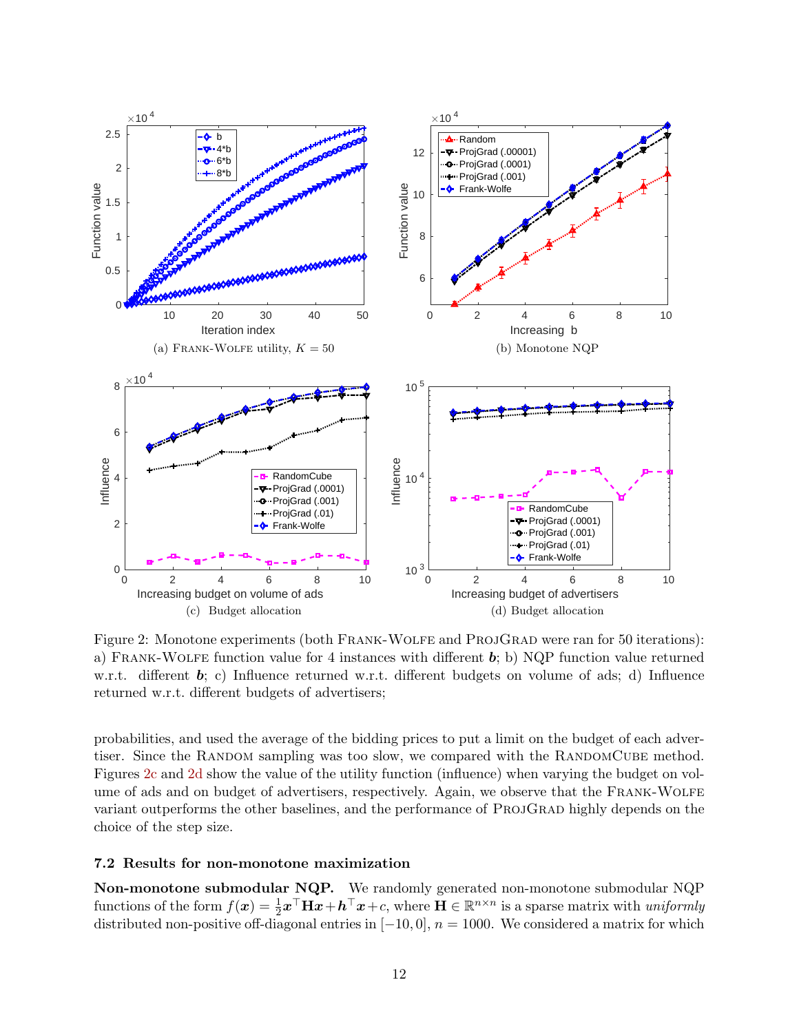(a) FRANK-WOLFE utility, $K = 50$

(b) Monotone NQP

(c) Budget allocation

(d) Budget allocation

Figure 2: Monotone experiments (both FRANK-WOLFE and PROJGRAD were ran for 50 iterations): a) FRANK-WOLFE function value for 4 instances with different $\boldsymbol{b}$; b) NQP function value returned w.r.t. different $\boldsymbol{b}$; c) Influence returned w.r.t. different budgets on volume of ads; d) Influence returned w.r.t. different budgets of advertisers;

probabilities, and used the average of the bidding prices to put a limit on the budget of each advertiser. Since the RANDOM sampling was too slow, we compared with the RANDOMCUBE method. Figures 2c and 2d show the value of the utility function (influence) when varying the budget on volume of ads and on budget of advertisers, respectively. Again, we observe that the FRANK-WOLFE variant outperforms the other baselines, and the performance of PROJGRAD highly depends on the choice of the step size.

### 7.2 Results for non-monotone maximization

**Non-monotone submodular NQP.** We randomly generated non-monotone submodular NQP functions of the form $f(\boldsymbol{x}) = \frac{1}{2}\boldsymbol{x}^\top \mathbf{H}\boldsymbol{x} + \boldsymbol{h}^\top \boldsymbol{x} + c$, where $\mathbf{H} \in \mathbb{R}^{n \times n}$ is a sparse matrix with *uniformly* distributed non-positive off-diagonal entries in $[-10, 0]$, $n = 1000$. We considered a matrix for which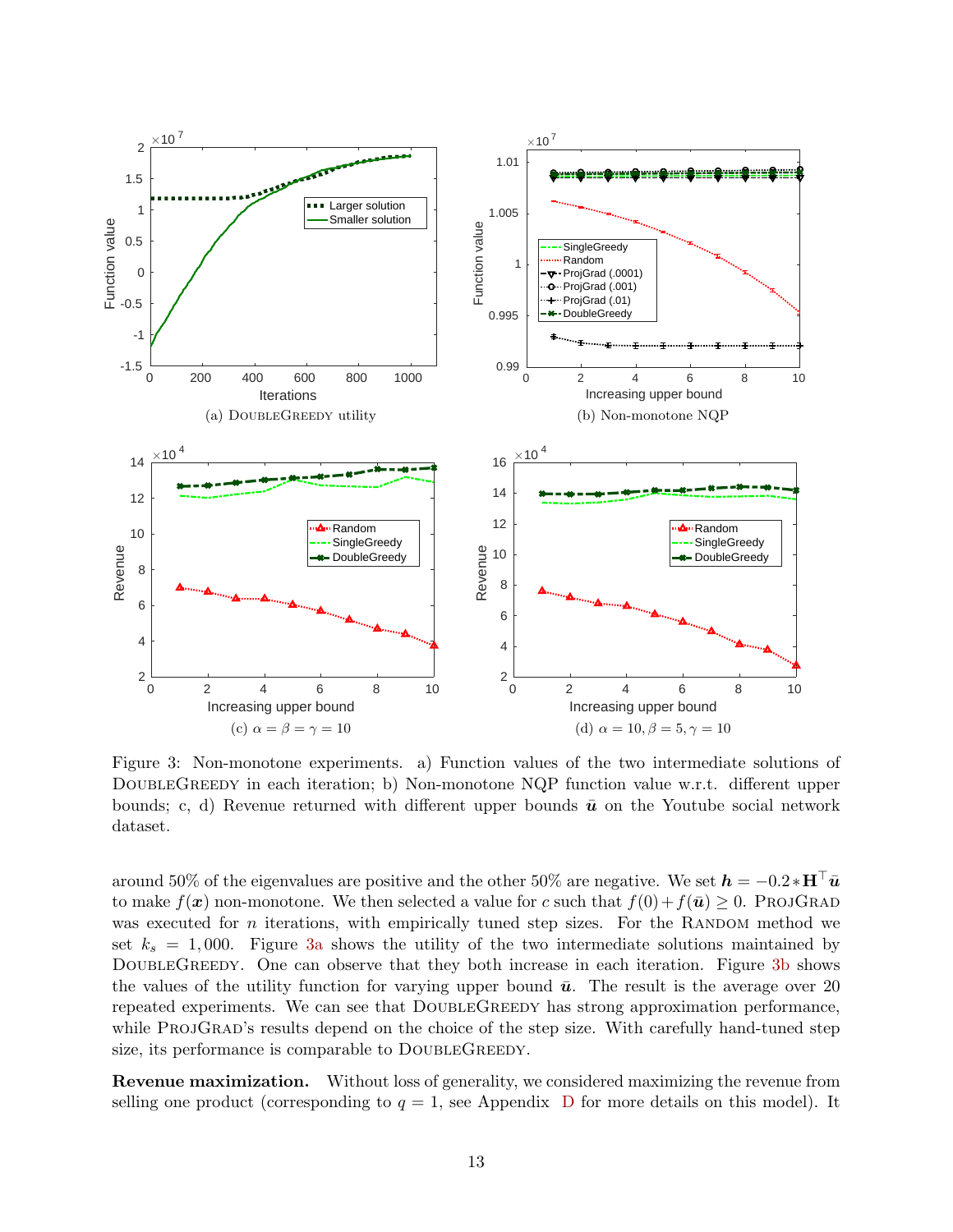Figure 3: Non-monotone experiments. a) Function values of the two intermediate solutions of DoubleGreedy in each iteration; b) Non-monotone NQP function value w.r.t. different upper bounds; c, d) Revenue returned with different upper bounds $\bar{\boldsymbol{u}}$ on the Youtube social network dataset.

around 50% of the eigenvalues are positive and the other 50% are negative. We set $\boldsymbol{h} = -0.2 * \mathbf{H}^\top \bar{\boldsymbol{u}}$ to make $f(\boldsymbol{x})$ non-monotone. We then selected a value for $c$ such that $f(0) + f(\bar{\boldsymbol{u}}) \geq 0$. ProjGrad was executed for $n$ iterations, with empirically tuned step sizes. For the Random method we set $k_s = 1,000$. Figure 3a shows the utility of the two intermediate solutions maintained by DoubleGreedy. One can observe that they both increase in each iteration. Figure 3b shows the values of the utility function for varying upper bound $\bar{\boldsymbol{u}}$. The result is the average over 20 repeated experiments. We can see that DoubleGreedy has strong approximation performance, while ProjGrad's results depend on the choice of the step size. With carefully hand-tuned step size, its performance is comparable to DoubleGreedy.

**Revenue maximization.** Without loss of generality, we considered maximizing the revenue from selling one product (corresponding to $q = 1$, see Appendix D for more details on this model). It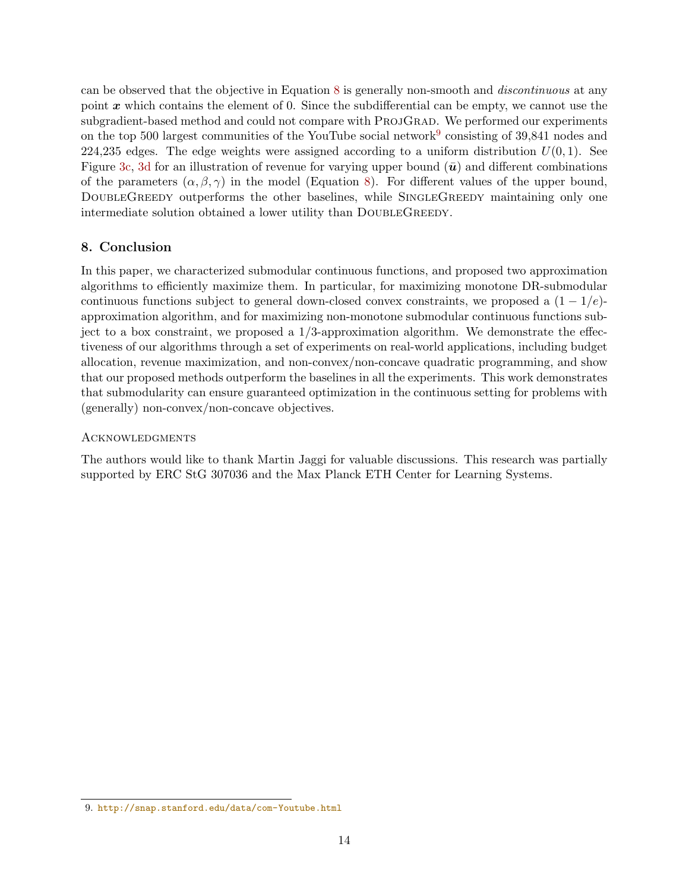can be observed that the objective in Equation 8 is generally non-smooth and *discontinuous* at any point $\boldsymbol{x}$ which contains the element of 0. Since the subdifferential can be empty, we cannot use the subgradient-based method and could not compare with ProjGrad. We performed our experiments on the top 500 largest communities of the YouTube social network[9] consisting of 39,841 nodes and 224,235 edges. The edge weights were assigned according to a uniform distribution $U(0, 1)$. See Figure 3c, 3d for an illustration of revenue for varying upper bound ($\bar{\boldsymbol{u}}$) and different combinations of the parameters $(\alpha, \beta, \gamma)$ in the model (Equation 8). For different values of the upper bound, DoubleGreedy outperforms the other baselines, while SingleGreedy maintaining only one intermediate solution obtained a lower utility than DoubleGreedy.

## 8. Conclusion

In this paper, we characterized submodular continuous functions, and proposed two approximation algorithms to efficiently maximize them. In particular, for maximizing monotone DR-submodular continuous functions subject to general down-closed convex constraints, we proposed a $(1 - 1/e)$-approximation algorithm, and for maximizing non-monotone submodular continuous functions subject to a box constraint, we proposed a 1/3-approximation algorithm. We demonstrate the effectiveness of our algorithms through a set of experiments on real-world applications, including budget allocation, revenue maximization, and non-convex/non-concave quadratic programming, and show that our proposed methods outperform the baselines in all the experiments. This work demonstrates that submodularity can ensure guaranteed optimization in the continuous setting for problems with (generally) non-convex/non-concave objectives.

### Acknowledgments

The authors would like to thank Martin Jaggi for valuable discussions. This research was partially supported by ERC StG 307036 and the Max Planck ETH Center for Learning Systems.

9. http://snap.stanford.edu/data/com-Youtube.html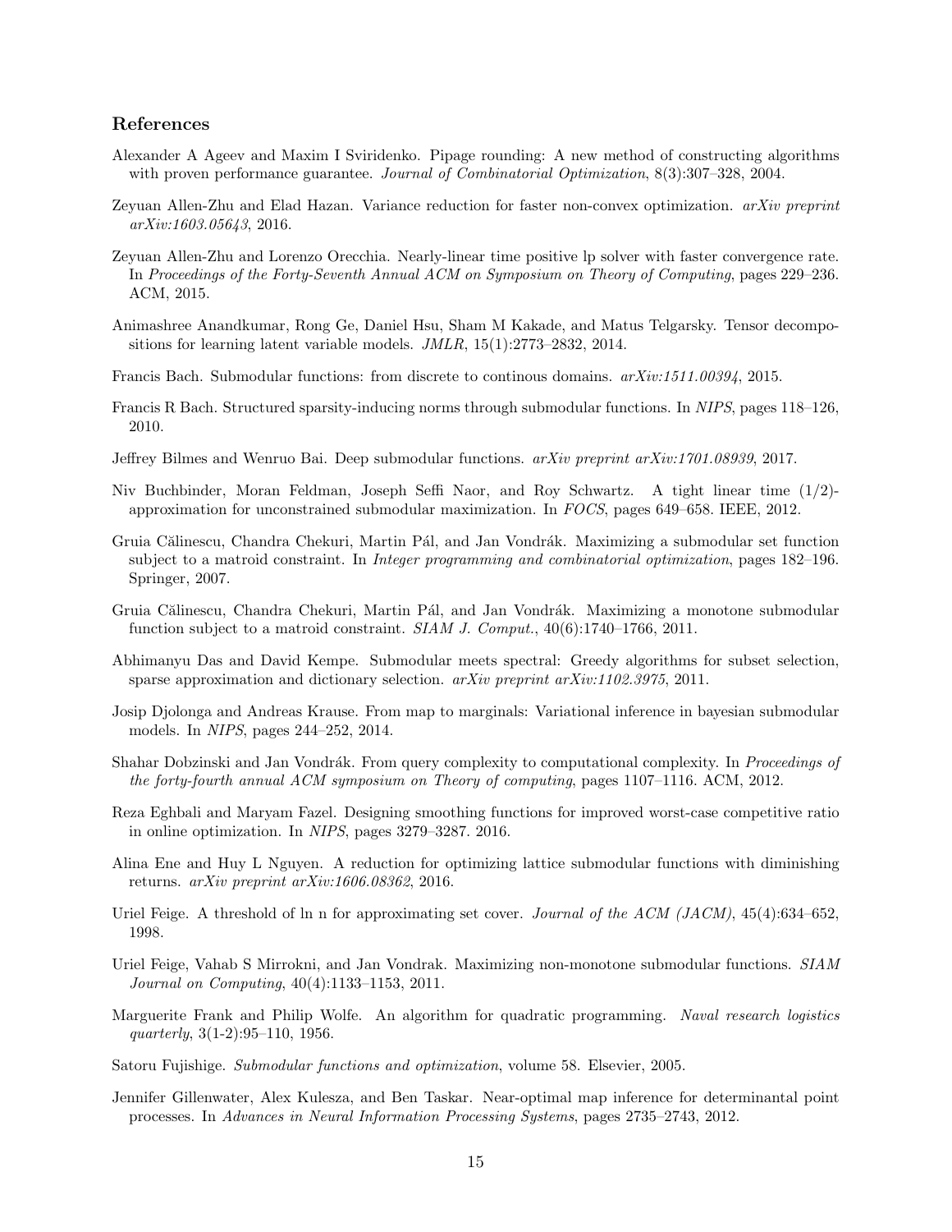## References

Alexander A Ageev and Maxim I Sviridenko. Pipage rounding: A new method of constructing algorithms with proven performance guarantee. *Journal of Combinatorial Optimization*, 8(3):307–328, 2004.

Zeyuan Allen-Zhu and Elad Hazan. Variance reduction for faster non-convex optimization. *arXiv preprint arXiv:1603.05643*, 2016.

Zeyuan Allen-Zhu and Lorenzo Orecchia. Nearly-linear time positive lp solver with faster convergence rate. In *Proceedings of the Forty-Seventh Annual ACM on Symposium on Theory of Computing*, pages 229–236. ACM, 2015.

Animashree Anandkumar, Rong Ge, Daniel Hsu, Sham M Kakade, and Matus Telgarsky. Tensor decompositions for learning latent variable models. *JMLR*, 15(1):2773–2832, 2014.

Francis Bach. Submodular functions: from discrete to continous domains. *arXiv:1511.00394*, 2015.

Francis R Bach. Structured sparsity-inducing norms through submodular functions. In *NIPS*, pages 118–126, 2010.

Jeffrey Bilmes and Wenruo Bai. Deep submodular functions. *arXiv preprint arXiv:1701.08939*, 2017.

Niv Buchbinder, Moran Feldman, Joseph Seffi Naor, and Roy Schwartz. A tight linear time (1/2)-approximation for unconstrained submodular maximization. In *FOCS*, pages 649–658. IEEE, 2012.

Gruia Călinescu, Chandra Chekuri, Martin Pál, and Jan Vondrák. Maximizing a submodular set function subject to a matroid constraint. In *Integer programming and combinatorial optimization*, pages 182–196. Springer, 2007.

Gruia Călinescu, Chandra Chekuri, Martin Pál, and Jan Vondrák. Maximizing a monotone submodular function subject to a matroid constraint. *SIAM J. Comput.*, 40(6):1740–1766, 2011.

Abhimanyu Das and David Kempe. Submodular meets spectral: Greedy algorithms for subset selection, sparse approximation and dictionary selection. *arXiv preprint arXiv:1102.3975*, 2011.

Josip Djolonga and Andreas Krause. From map to marginals: Variational inference in bayesian submodular models. In *NIPS*, pages 244–252, 2014.

Shahar Dobzinski and Jan Vondrák. From query complexity to computational complexity. In *Proceedings of the forty-fourth annual ACM symposium on Theory of computing*, pages 1107–1116. ACM, 2012.

Reza Eghbali and Maryam Fazel. Designing smoothing functions for improved worst-case competitive ratio in online optimization. In *NIPS*, pages 3279–3287. 2016.

Alina Ene and Huy L Nguyen. A reduction for optimizing lattice submodular functions with diminishing returns. *arXiv preprint arXiv:1606.08362*, 2016.

Uriel Feige. A threshold of ln n for approximating set cover. *Journal of the ACM (JACM)*, 45(4):634–652, 1998.

Uriel Feige, Vahab S Mirrokni, and Jan Vondrak. Maximizing non-monotone submodular functions. *SIAM Journal on Computing*, 40(4):1133–1153, 2011.

Marguerite Frank and Philip Wolfe. An algorithm for quadratic programming. *Naval research logistics quarterly*, 3(1-2):95–110, 1956.

Satoru Fujishige. *Submodular functions and optimization*, volume 58. Elsevier, 2005.

Jennifer Gillenwater, Alex Kulesza, and Ben Taskar. Near-optimal map inference for determinantal point processes. In *Advances in Neural Information Processing Systems*, pages 2735–2743, 2012.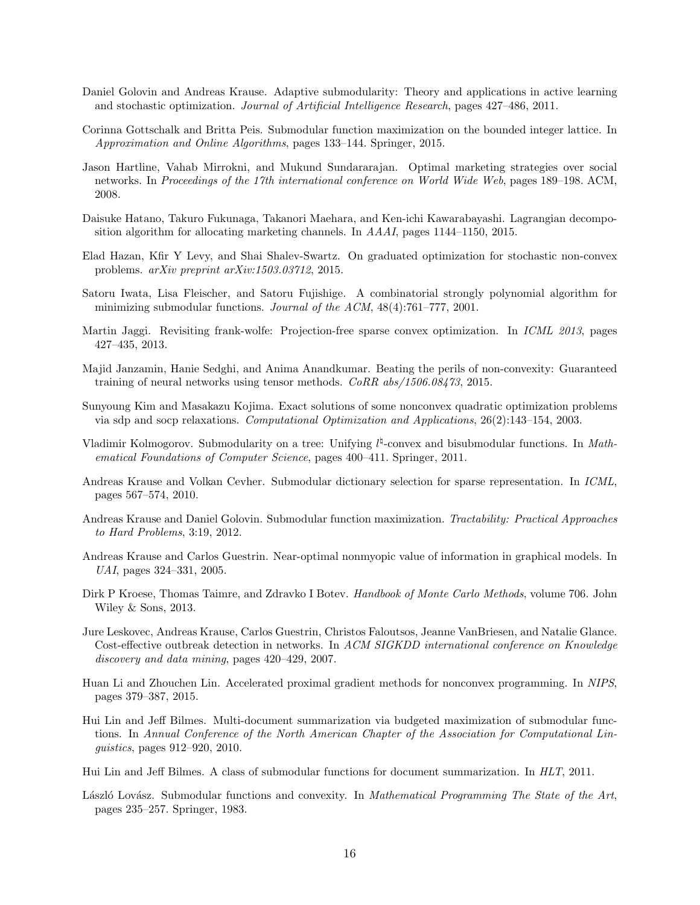Daniel Golovin and Andreas Krause. Adaptive submodularity: Theory and applications in active learning and stochastic optimization. *Journal of Artificial Intelligence Research*, pages 427–486, 2011.

Corinna Gottschalk and Britta Peis. Submodular function maximization on the bounded integer lattice. In *Approximation and Online Algorithms*, pages 133–144. Springer, 2015.

Jason Hartline, Vahab Mirrokni, and Mukund Sundararajan. Optimal marketing strategies over social networks. In *Proceedings of the 17th international conference on World Wide Web*, pages 189–198. ACM, 2008.

Daisuke Hatano, Takuro Fukunaga, Takanori Maehara, and Ken-ichi Kawarabayashi. Lagrangian decomposition algorithm for allocating marketing channels. In *AAAI*, pages 1144–1150, 2015.

Elad Hazan, Kfir Y Levy, and Shai Shalev-Swartz. On graduated optimization for stochastic non-convex problems. *arXiv preprint arXiv:1503.03712*, 2015.

Satoru Iwata, Lisa Fleischer, and Satoru Fujishige. A combinatorial strongly polynomial algorithm for minimizing submodular functions. *Journal of the ACM*, 48(4):761–777, 2001.

Martin Jaggi. Revisiting frank-wolfe: Projection-free sparse convex optimization. In *ICML 2013*, pages 427–435, 2013.

Majid Janzamin, Hanie Sedghi, and Anima Anandkumar. Beating the perils of non-convexity: Guaranteed training of neural networks using tensor methods. *CoRR abs/1506.08473*, 2015.

Sunyoung Kim and Masakazu Kojima. Exact solutions of some nonconvex quadratic optimization problems via sdp and socp relaxations. *Computational Optimization and Applications*, 26(2):143–154, 2003.

Vladimir Kolmogorov. Submodularity on a tree: Unifying $l^\natural$-convex and bisubmodular functions. In *Mathematical Foundations of Computer Science*, pages 400–411. Springer, 2011.

Andreas Krause and Volkan Cevher. Submodular dictionary selection for sparse representation. In *ICML*, pages 567–574, 2010.

Andreas Krause and Daniel Golovin. Submodular function maximization. *Tractability: Practical Approaches to Hard Problems*, 3:19, 2012.

Andreas Krause and Carlos Guestrin. Near-optimal nonmyopic value of information in graphical models. In *UAI*, pages 324–331, 2005.

Dirk P Kroese, Thomas Taimre, and Zdravko I Botev. *Handbook of Monte Carlo Methods*, volume 706. John Wiley & Sons, 2013.

Jure Leskovec, Andreas Krause, Carlos Guestrin, Christos Faloutsos, Jeanne VanBriesen, and Natalie Glance. Cost-effective outbreak detection in networks. In *ACM SIGKDD international conference on Knowledge discovery and data mining*, pages 420–429, 2007.

Huan Li and Zhouchen Lin. Accelerated proximal gradient methods for nonconvex programming. In *NIPS*, pages 379–387, 2015.

Hui Lin and Jeff Bilmes. Multi-document summarization via budgeted maximization of submodular functions. In *Annual Conference of the North American Chapter of the Association for Computational Linguistics*, pages 912–920, 2010.

Hui Lin and Jeff Bilmes. A class of submodular functions for document summarization. In *HLT*, 2011.

László Lovász. Submodular functions and convexity. In *Mathematical Programming The State of the Art*, pages 235–257. Springer, 1983.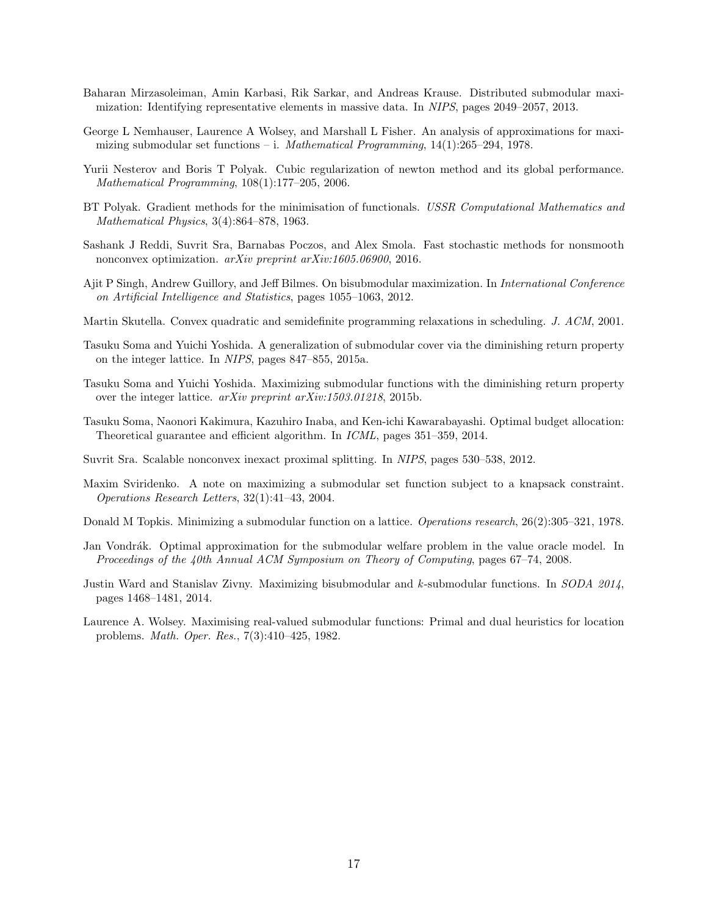Baharan Mirzasoleiman, Amin Karbasi, Rik Sarkar, and Andreas Krause. Distributed submodular maximization: Identifying representative elements in massive data. In *NIPS*, pages 2049–2057, 2013.

George L Nemhauser, Laurence A Wolsey, and Marshall L Fisher. An analysis of approximations for maximizing submodular set functions – i. *Mathematical Programming*, 14(1):265–294, 1978.

Yurii Nesterov and Boris T Polyak. Cubic regularization of newton method and its global performance. *Mathematical Programming*, 108(1):177–205, 2006.

BT Polyak. Gradient methods for the minimisation of functionals. *USSR Computational Mathematics and Mathematical Physics*, 3(4):864–878, 1963.

Sashank J Reddi, Suvrit Sra, Barnabas Poczos, and Alex Smola. Fast stochastic methods for nonsmooth nonconvex optimization. *arXiv preprint arXiv:1605.06900*, 2016.

Ajit P Singh, Andrew Guillory, and Jeff Bilmes. On bisubmodular maximization. In *International Conference on Artificial Intelligence and Statistics*, pages 1055–1063, 2012.

Martin Skutella. Convex quadratic and semidefinite programming relaxations in scheduling. *J. ACM*, 2001.

Tasuku Soma and Yuichi Yoshida. A generalization of submodular cover via the diminishing return property on the integer lattice. In *NIPS*, pages 847–855, 2015a.

Tasuku Soma and Yuichi Yoshida. Maximizing submodular functions with the diminishing return property over the integer lattice. *arXiv preprint arXiv:1503.01218*, 2015b.

Tasuku Soma, Naonori Kakimura, Kazuhiro Inaba, and Ken-ichi Kawarabayashi. Optimal budget allocation: Theoretical guarantee and efficient algorithm. In *ICML*, pages 351–359, 2014.

Suvrit Sra. Scalable nonconvex inexact proximal splitting. In *NIPS*, pages 530–538, 2012.

Maxim Sviridenko. A note on maximizing a submodular set function subject to a knapsack constraint. *Operations Research Letters*, 32(1):41–43, 2004.

Donald M Topkis. Minimizing a submodular function on a lattice. *Operations research*, 26(2):305–321, 1978.

Jan Vondrák. Optimal approximation for the submodular welfare problem in the value oracle model. In *Proceedings of the 40th Annual ACM Symposium on Theory of Computing*, pages 67–74, 2008.

Justin Ward and Stanislav Zivny. Maximizing bisubmodular and $k$-submodular functions. In *SODA 2014*, pages 1468–1481, 2014.

Laurence A. Wolsey. Maximising real-valued submodular functions: Primal and dual heuristics for location problems. *Math. Oper. Res.*, 7(3):410–425, 1982.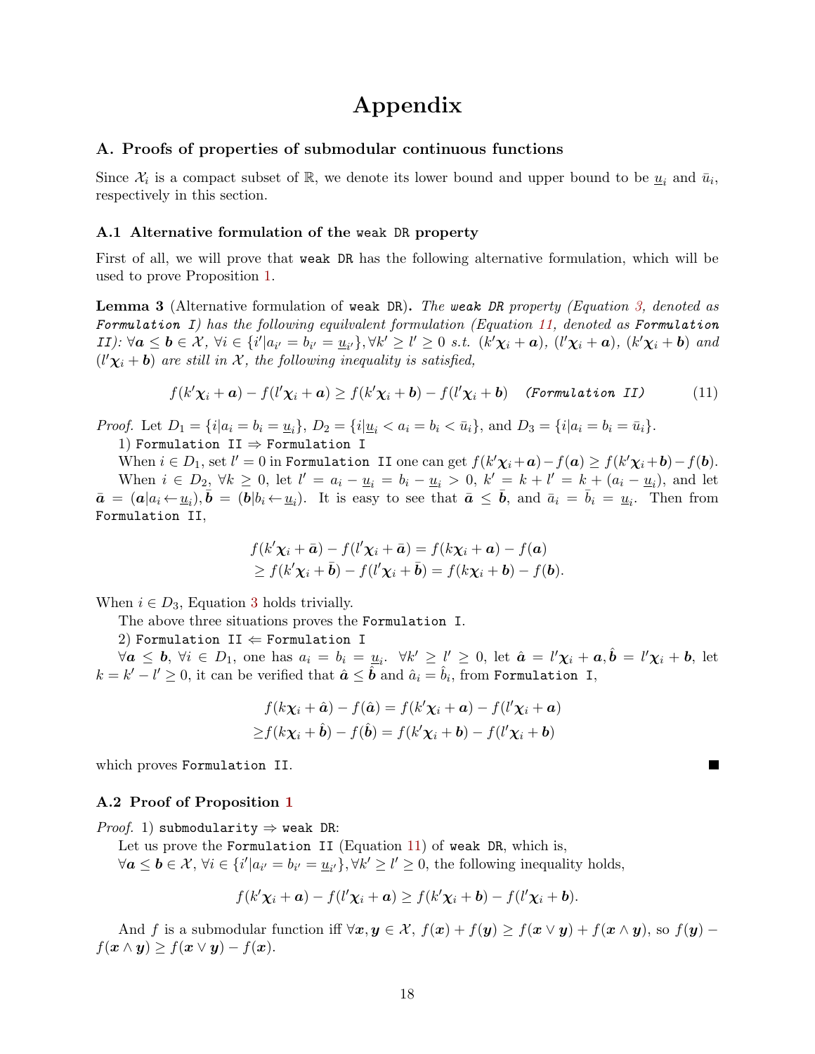# Appendix

## A. Proofs of properties of submodular continuous functions

Since $\mathcal{X}_i$ is a compact subset of $\mathbb{R}$, we denote its lower bound and upper bound to be $\underline{u}_i$ and $\bar{u}_i$, respectively in this section.

### A.1 Alternative formulation of the `weak DR` property

First of all, we will prove that `weak DR` has the following alternative formulation, which will be used to prove Proposition 1.

**Lemma 3** (Alternative formulation of `weak DR`). *The `weak DR` property (Equation 3, denoted as `Formulation I`) has the following equilvalent formulation (Equation 11, denoted as `Formulation II`): $\forall \boldsymbol{a} \leq \boldsymbol{b} \in \mathcal{X}$, $\forall i \in \{i' | a_{i'} = b_{i'} = \underline{u}_{i'}\}, \forall k' \geq l' \geq 0$ s.t. $(k'\boldsymbol{\chi}_i + \boldsymbol{a})$, $(l'\boldsymbol{\chi}_i + \boldsymbol{a})$, $(k'\boldsymbol{\chi}_i + \boldsymbol{b})$ and $(l'\boldsymbol{\chi}_i + \boldsymbol{b})$ are still in $\mathcal{X}$, the following inequality is satisfied,*

$$f(k'\boldsymbol{\chi}_i + \boldsymbol{a}) - f(l'\boldsymbol{\chi}_i + \boldsymbol{a}) \geq f(k'\boldsymbol{\chi}_i + \boldsymbol{b}) - f(l'\boldsymbol{\chi}_i + \boldsymbol{b}) \quad \texttt{(Formulation II)} \tag{11}$$

*Proof.* Let $D_1 = \{i | a_i = b_i = \underline{u}_i\}$, $D_2 = \{i | \underline{u}_i < a_i = b_i < \bar{u}_i\}$, and $D_3 = \{i | a_i = b_i = \bar{u}_i\}$.

1) `Formulation II` $\Rightarrow$ `Formulation I`

When $i \in D_1$, set $l' = 0$ in `Formulation II` one can get $f(k'\boldsymbol{\chi}_i + \boldsymbol{a}) - f(\boldsymbol{a}) \geq f(k'\boldsymbol{\chi}_i + \boldsymbol{b}) - f(\boldsymbol{b})$.

When $i \in D_2$, $\forall k \geq 0$, let $l' = a_i - \underline{u}_i = b_i - \underline{u}_i > 0$, $k' = k + l' = k + (a_i - \underline{u}_i)$, and let $\bar{\boldsymbol{a}} = (\boldsymbol{a} | a_i \leftarrow \underline{u}_i), \bar{\boldsymbol{b}} = (\boldsymbol{b} | b_i \leftarrow \underline{u}_i)$. It is easy to see that $\bar{\boldsymbol{a}} \leq \bar{\boldsymbol{b}}$, and $\bar{a}_i = \bar{b}_i = \underline{u}_i$. Then from `Formulation II`,

$$\begin{aligned}
&f(k'\boldsymbol{\chi}_i + \bar{\boldsymbol{a}}) - f(l'\boldsymbol{\chi}_i + \bar{\boldsymbol{a}}) = f(k\boldsymbol{\chi}_i + \boldsymbol{a}) - f(\boldsymbol{a}) \\
&\geq f(k'\boldsymbol{\chi}_i + \bar{\boldsymbol{b}}) - f(l'\boldsymbol{\chi}_i + \bar{\boldsymbol{b}}) = f(k\boldsymbol{\chi}_i + \boldsymbol{b}) - f(\boldsymbol{b}).
\end{aligned}$$

When $i \in D_3$, Equation 3 holds trivially.

The above three situations proves the `Formulation I`.

2) `Formulation II` $\Leftarrow$ `Formulation I`

$\forall \boldsymbol{a} \leq \boldsymbol{b}$, $\forall i \in D_1$, one has $a_i = b_i = \underline{u}_i$. $\forall k' \geq l' \geq 0$, let $\hat{\boldsymbol{a}} = l'\boldsymbol{\chi}_i + \boldsymbol{a}, \hat{\boldsymbol{b}} = l'\boldsymbol{\chi}_i + \boldsymbol{b}$, let $k = k' - l' \geq 0$, it can be verified that $\hat{\boldsymbol{a}} \leq \hat{\boldsymbol{b}}$ and $\hat{a}_i = \hat{b}_i$, from `Formulation I`,

$$\begin{aligned}
&f(k\boldsymbol{\chi}_i + \hat{\boldsymbol{a}}) - f(\hat{\boldsymbol{a}}) = f(k'\boldsymbol{\chi}_i + \boldsymbol{a}) - f(l'\boldsymbol{\chi}_i + \boldsymbol{a}) \\
\geq &f(k\boldsymbol{\chi}_i + \hat{\boldsymbol{b}}) - f(\hat{\boldsymbol{b}}) = f(k'\boldsymbol{\chi}_i + \boldsymbol{b}) - f(l'\boldsymbol{\chi}_i + \boldsymbol{b})
\end{aligned}$$

which proves `Formulation II`. ∎

### A.2 Proof of Proposition 1

*Proof.* 1) `submodularity` $\Rightarrow$ `weak DR`:

Let us prove the `Formulation II` (Equation 11) of `weak DR`, which is,

$\forall \boldsymbol{a} \leq \boldsymbol{b} \in \mathcal{X}$, $\forall i \in \{i' | a_{i'} = b_{i'} = \underline{u}_{i'}\}, \forall k' \geq l' \geq 0$, the following inequality holds,

$$f(k'\boldsymbol{\chi}_i + \boldsymbol{a}) - f(l'\boldsymbol{\chi}_i + \boldsymbol{a}) \geq f(k'\boldsymbol{\chi}_i + \boldsymbol{b}) - f(l'\boldsymbol{\chi}_i + \boldsymbol{b}).$$

And $f$ is a submodular function iff $\forall \boldsymbol{x}, \boldsymbol{y} \in \mathcal{X}$, $f(\boldsymbol{x}) + f(\boldsymbol{y}) \geq f(\boldsymbol{x} \vee \boldsymbol{y}) + f(\boldsymbol{x} \wedge \boldsymbol{y})$, so $f(\boldsymbol{y}) - f(\boldsymbol{x} \wedge \boldsymbol{y}) \geq f(\boldsymbol{x} \vee \boldsymbol{y}) - f(\boldsymbol{x})$.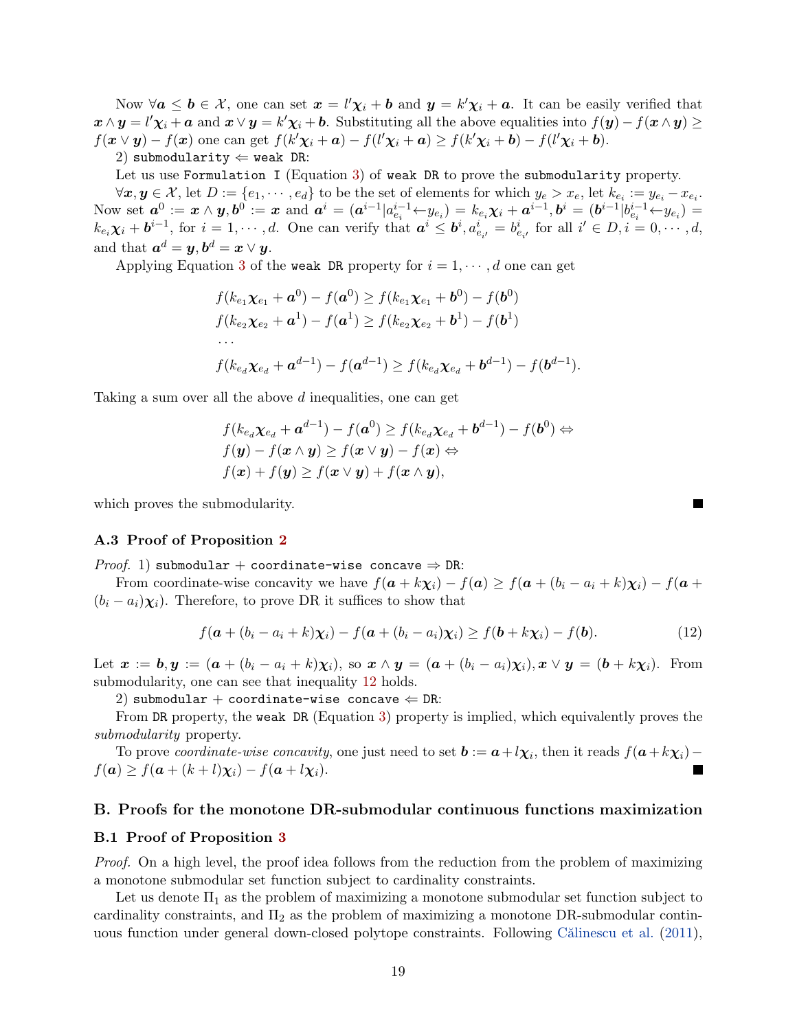Now $\forall \boldsymbol{a} \leq \boldsymbol{b} \in \mathcal{X}$, one can set $\boldsymbol{x} = l'\boldsymbol{\chi}_i + \boldsymbol{b}$ and $\boldsymbol{y} = k'\boldsymbol{\chi}_i + \boldsymbol{a}$. It can be easily verified that $\boldsymbol{x} \wedge \boldsymbol{y} = l'\boldsymbol{\chi}_i + \boldsymbol{a}$ and $\boldsymbol{x} \vee \boldsymbol{y} = k'\boldsymbol{\chi}_i + \boldsymbol{b}$. Substituting all the above equalities into $f(\boldsymbol{y}) - f(\boldsymbol{x} \wedge \boldsymbol{y}) \geq f(\boldsymbol{x} \vee \boldsymbol{y}) - f(\boldsymbol{x})$ one can get $f(k'\boldsymbol{\chi}_i + \boldsymbol{a}) - f(l'\boldsymbol{\chi}_i + \boldsymbol{a}) \geq f(k'\boldsymbol{\chi}_i + \boldsymbol{b}) - f(l'\boldsymbol{\chi}_i + \boldsymbol{b})$.

2) `submodularity` $\Leftarrow$ `weak DR`:

Let us use `Formulation I` (Equation 3) of `weak DR` to prove the `submodularity` property.

$\forall \boldsymbol{x}, \boldsymbol{y} \in \mathcal{X}$, let $D := \{e_1, \cdots, e_d\}$ to be the set of elements for which $y_e > x_e$, let $k_{e_i} := y_{e_i} - x_{e_i}$. Now set $\boldsymbol{a}^0 := \boldsymbol{x} \wedge \boldsymbol{y}, \boldsymbol{b}^0 := \boldsymbol{x}$ and $\boldsymbol{a}^i = (\boldsymbol{a}^{i-1} | a^{i-1}_{e_i} \leftarrow y_{e_i}) = k_{e_i}\boldsymbol{\chi}_i + \boldsymbol{a}^{i-1}, \boldsymbol{b}^i = (\boldsymbol{b}^{i-1} | b^{i-1}_{e_i} \leftarrow y_{e_i}) = k_{e_i}\boldsymbol{\chi}_i + \boldsymbol{b}^{i-1}$, for $i = 1, \cdots, d$. One can verify that $\boldsymbol{a}^i \leq \boldsymbol{b}^i, a^i_{e_{i'}} = b^i_{e_{i'}}$ for all $i' \in D, i = 0, \cdots, d$, and that $\boldsymbol{a}^d = \boldsymbol{y}, \boldsymbol{b}^d = \boldsymbol{x} \vee \boldsymbol{y}$.

Applying Equation 3 of the `weak DR` property for $i = 1, \cdots, d$ one can get

$$
\begin{aligned}
&f(k_{e_1}\boldsymbol{\chi}_{e_1} + \boldsymbol{a}^0) - f(\boldsymbol{a}^0) \geq f(k_{e_1}\boldsymbol{\chi}_{e_1} + \boldsymbol{b}^0) - f(\boldsymbol{b}^0) \\
&f(k_{e_2}\boldsymbol{\chi}_{e_2} + \boldsymbol{a}^1) - f(\boldsymbol{a}^1) \geq f(k_{e_2}\boldsymbol{\chi}_{e_2} + \boldsymbol{b}^1) - f(\boldsymbol{b}^1) \\
&\cdots \\
&f(k_{e_d}\boldsymbol{\chi}_{e_d} + \boldsymbol{a}^{d-1}) - f(\boldsymbol{a}^{d-1}) \geq f(k_{e_d}\boldsymbol{\chi}_{e_d} + \boldsymbol{b}^{d-1}) - f(\boldsymbol{b}^{d-1}).
\end{aligned}
$$

Taking a sum over all the above $d$ inequalities, one can get

$$
\begin{aligned}
&f(k_{e_d}\boldsymbol{\chi}_{e_d} + \boldsymbol{a}^{d-1}) - f(\boldsymbol{a}^0) \geq f(k_{e_d}\boldsymbol{\chi}_{e_d} + \boldsymbol{b}^{d-1}) - f(\boldsymbol{b}^0) \Leftrightarrow \\
&f(\boldsymbol{y}) - f(\boldsymbol{x} \wedge \boldsymbol{y}) \geq f(\boldsymbol{x} \vee \boldsymbol{y}) - f(\boldsymbol{x}) \Leftrightarrow \\
&f(\boldsymbol{x}) + f(\boldsymbol{y}) \geq f(\boldsymbol{x} \vee \boldsymbol{y}) + f(\boldsymbol{x} \wedge \boldsymbol{y}),
\end{aligned}
$$

which proves the submodularity. ∎

### A.3 Proof of Proposition 2

*Proof.* 1) `submodular + coordinate-wise concave` $\Rightarrow$ `DR`:

From coordinate-wise concavity we have $f(\boldsymbol{a} + k\boldsymbol{\chi}_i) - f(\boldsymbol{a}) \geq f(\boldsymbol{a} + (b_i - a_i + k)\boldsymbol{\chi}_i) - f(\boldsymbol{a} + (b_i - a_i)\boldsymbol{\chi}_i)$. Therefore, to prove DR it suffices to show that

$$
f(\boldsymbol{a} + (b_i - a_i + k)\boldsymbol{\chi}_i) - f(\boldsymbol{a} + (b_i - a_i)\boldsymbol{\chi}_i) \geq f(\boldsymbol{b} + k\boldsymbol{\chi}_i) - f(\boldsymbol{b}). \tag{12}
$$

Let $\boldsymbol{x} := \boldsymbol{b}, \boldsymbol{y} := (\boldsymbol{a} + (b_i - a_i + k)\boldsymbol{\chi}_i)$, so $\boldsymbol{x} \wedge \boldsymbol{y} = (\boldsymbol{a} + (b_i - a_i)\boldsymbol{\chi}_i), \boldsymbol{x} \vee \boldsymbol{y} = (\boldsymbol{b} + k\boldsymbol{\chi}_i)$. From submodularity, one can see that inequality 12 holds.

2) `submodular + coordinate-wise concave` $\Leftarrow$ `DR`:

From `DR` property, the `weak DR` (Equation 3) property is implied, which equivalently proves the *submodularity* property.

To prove *coordinate-wise concavity*, one just need to set $\boldsymbol{b} := \boldsymbol{a} + l\boldsymbol{\chi}_i$, then it reads $f(\boldsymbol{a} + k\boldsymbol{\chi}_i) - f(\boldsymbol{a}) \geq f(\boldsymbol{a} + (k + l)\boldsymbol{\chi}_i) - f(\boldsymbol{a} + l\boldsymbol{\chi}_i)$. ∎

## B. Proofs for the monotone DR-submodular continuous functions maximization

### B.1 Proof of Proposition 3

*Proof.* On a high level, the proof idea follows from the reduction from the problem of maximizing a monotone submodular set function subject to cardinality constraints.

Let us denote $\Pi_1$ as the problem of maximizing a monotone submodular set function subject to cardinality constraints, and $\Pi_2$ as the problem of maximizing a monotone DR-submodular continuous function under general down-closed polytope constraints. Following Călinescu et al. (2011),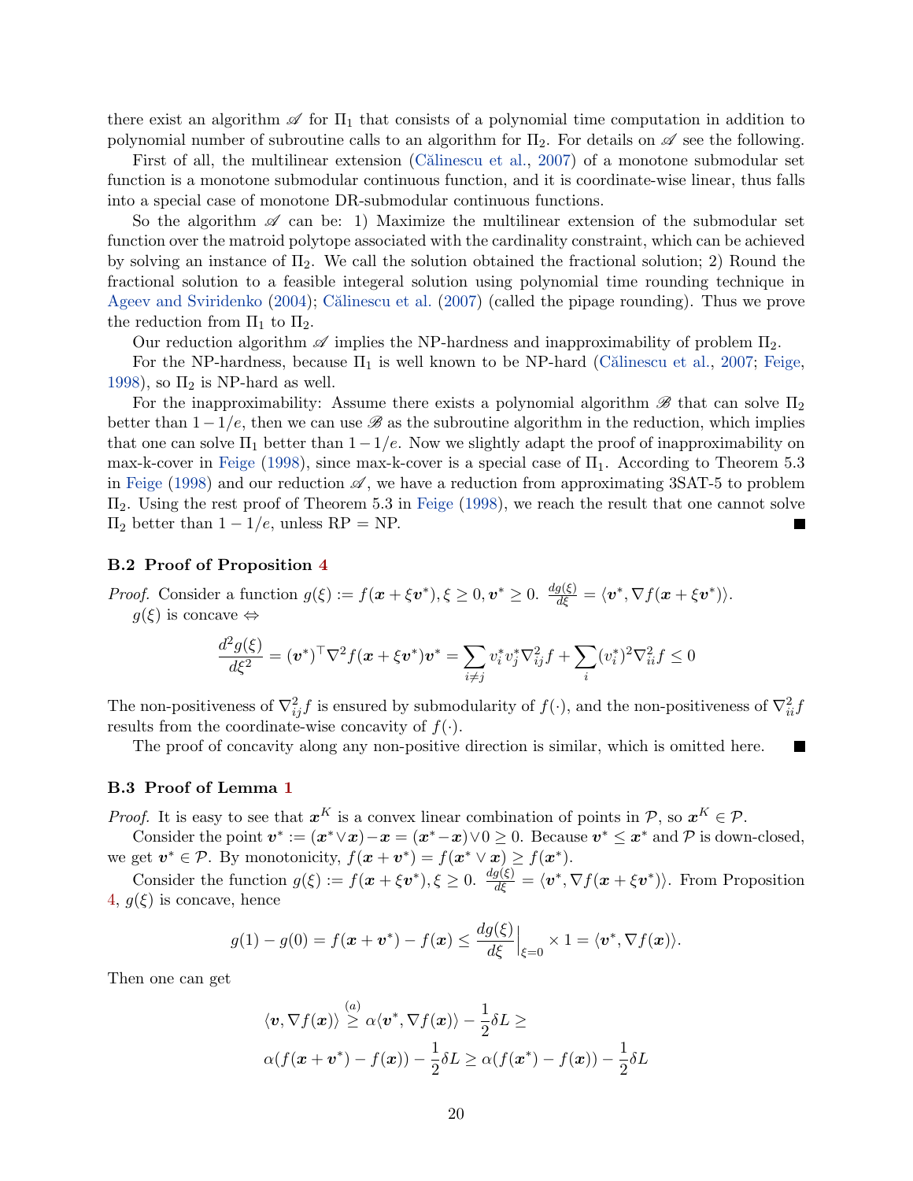there exist an algorithm $\mathscr{A}$ for $\Pi_1$ that consists of a polynomial time computation in addition to polynomial number of subroutine calls to an algorithm for $\Pi_2$. For details on $\mathscr{A}$ see the following.

First of all, the multilinear extension (Călinescu et al., 2007) of a monotone submodular set function is a monotone submodular continuous function, and it is coordinate-wise linear, thus falls into a special case of monotone DR-submodular continuous functions.

So the algorithm $\mathscr{A}$ can be: 1) Maximize the multilinear extension of the submodular set function over the matroid polytope associated with the cardinality constraint, which can be achieved by solving an instance of $\Pi_2$. We call the solution obtained the fractional solution; 2) Round the fractional solution to a feasible integeral solution using polynomial time rounding technique in Ageev and Sviridenko (2004); Călinescu et al. (2007) (called the pipage rounding). Thus we prove the reduction from $\Pi_1$ to $\Pi_2$.

Our reduction algorithm $\mathscr{A}$ implies the NP-hardness and inapproximability of problem $\Pi_2$.

For the NP-hardness, because $\Pi_1$ is well known to be NP-hard (Călinescu et al., 2007; Feige, 1998), so $\Pi_2$ is NP-hard as well.

For the inapproximability: Assume there exists a polynomial algorithm $\mathscr{B}$ that can solve $\Pi_2$ better than $1-1/e$, then we can use $\mathscr{B}$ as the subroutine algorithm in the reduction, which implies that one can solve $\Pi_1$ better than $1-1/e$. Now we slightly adapt the proof of inapproximability on max-k-cover in Feige (1998), since max-k-cover is a special case of $\Pi_1$. According to Theorem 5.3 in Feige (1998) and our reduction $\mathscr{A}$, we have a reduction from approximating 3SAT-5 to problem $\Pi_2$. Using the rest proof of Theorem 5.3 in Feige (1998), we reach the result that one cannot solve $\Pi_2$ better than $1-1/e$, unless RP = NP. ∎

### B.2 Proof of Proposition 4

*Proof.* Consider a function $g(\xi) := f(\boldsymbol{x} + \xi \boldsymbol{v}^*), \xi \geq 0, \boldsymbol{v}^* \geq 0$. $\frac{dg(\xi)}{d\xi} = \langle \boldsymbol{v}^*, \nabla f(\boldsymbol{x} + \xi \boldsymbol{v}^*) \rangle$.

$g(\xi)$ is concave $\Leftrightarrow$

$$\frac{d^2 g(\xi)}{d\xi^2} = (\boldsymbol{v}^*)^\top \nabla^2 f(\boldsymbol{x} + \xi \boldsymbol{v}^*) \boldsymbol{v}^* = \sum_{i \neq j} v_i^* v_j^* \nabla^2_{ij} f + \sum_i (v_i^*)^2 \nabla^2_{ii} f \leq 0$$

The non-positiveness of $\nabla^2_{ij} f$ is ensured by submodularity of $f(\cdot)$, and the non-positiveness of $\nabla^2_{ii} f$ results from the coordinate-wise concavity of $f(\cdot)$.

The proof of concavity along any non-positive direction is similar, which is omitted here. ∎

### B.3 Proof of Lemma 1

*Proof.* It is easy to see that $\boldsymbol{x}^K$ is a convex linear combination of points in $\mathcal{P}$, so $\boldsymbol{x}^K \in \mathcal{P}$.

Consider the point $\boldsymbol{v}^* := (\boldsymbol{x}^* \vee \boldsymbol{x}) - \boldsymbol{x} = (\boldsymbol{x}^* - \boldsymbol{x}) \vee 0 \geq 0$. Because $\boldsymbol{v}^* \leq \boldsymbol{x}^*$ and $\mathcal{P}$ is down-closed, we get $\boldsymbol{v}^* \in \mathcal{P}$. By monotonicity, $f(\boldsymbol{x} + \boldsymbol{v}^*) = f(\boldsymbol{x}^* \vee \boldsymbol{x}) \geq f(\boldsymbol{x}^*)$.

Consider the function $g(\xi) := f(\boldsymbol{x} + \xi \boldsymbol{v}^*), \xi \geq 0$. $\frac{dg(\xi)}{d\xi} = \langle \boldsymbol{v}^*, \nabla f(\boldsymbol{x} + \xi \boldsymbol{v}^*) \rangle$. From Proposition 4, $g(\xi)$ is concave, hence

$$g(1) - g(0) = f(\boldsymbol{x} + \boldsymbol{v}^*) - f(\boldsymbol{x}) \leq \frac{dg(\xi)}{d\xi}\Big|_{\xi=0} \times 1 = \langle \boldsymbol{v}^*, \nabla f(\boldsymbol{x}) \rangle.$$

Then one can get

$$\langle \boldsymbol{v}, \nabla f(\boldsymbol{x}) \rangle \overset{(a)}{\geq} \alpha \langle \boldsymbol{v}^*, \nabla f(\boldsymbol{x}) \rangle - \frac{1}{2}\delta L \geq$$
$$\alpha (f(\boldsymbol{x} + \boldsymbol{v}^*) - f(\boldsymbol{x})) - \frac{1}{2}\delta L \geq \alpha (f(\boldsymbol{x}^*) - f(\boldsymbol{x})) - \frac{1}{2}\delta L$$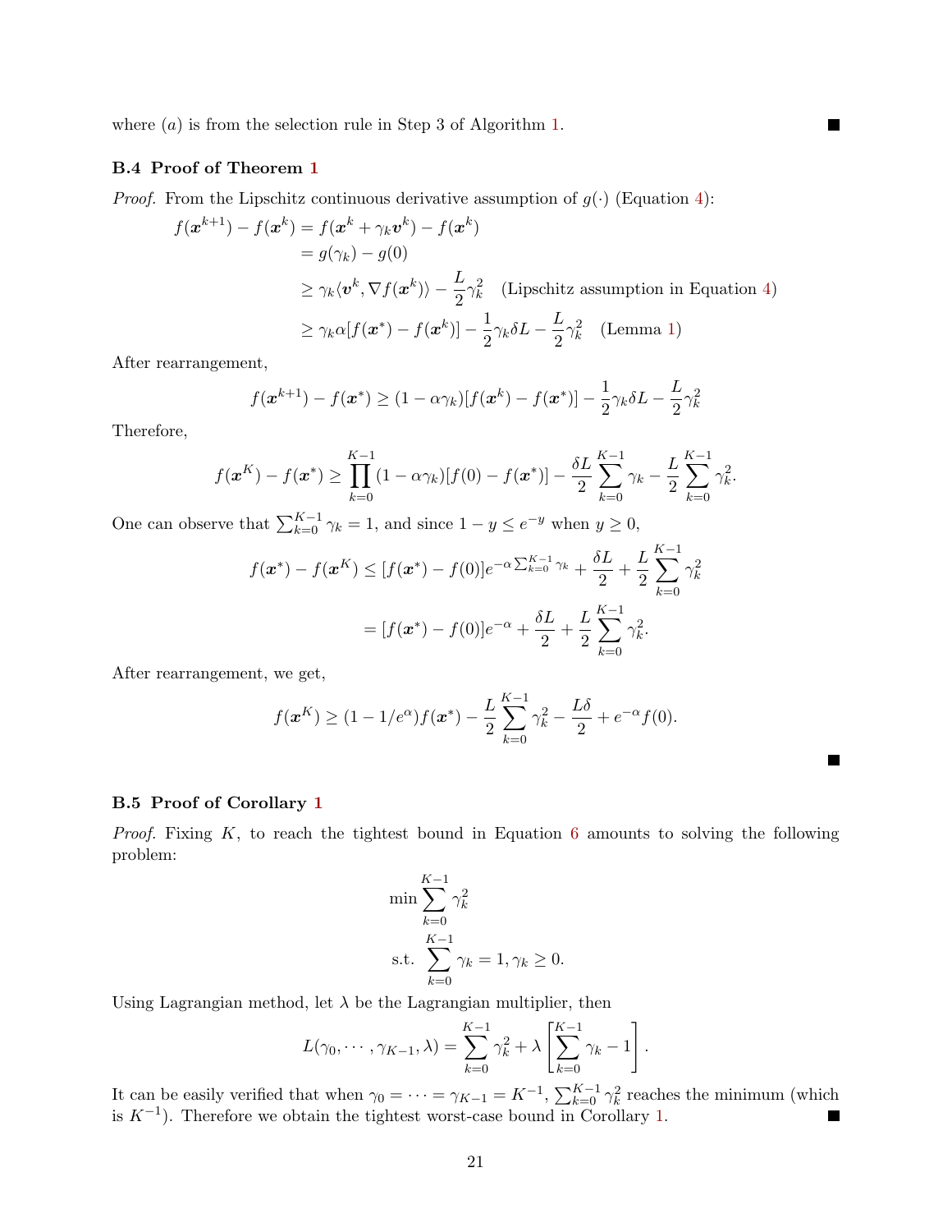where $(a)$ is from the selection rule in Step 3 of Algorithm 1. ■

### B.4 Proof of Theorem 1

*Proof.* From the Lipschitz continuous derivative assumption of $g(\cdot)$ (Equation 4):

$$
\begin{aligned}
f(\boldsymbol{x}^{k+1}) - f(\boldsymbol{x}^k) &= f(\boldsymbol{x}^k + \gamma_k \boldsymbol{v}^k) - f(\boldsymbol{x}^k) \\
&= g(\gamma_k) - g(0) \\
&\geq \gamma_k \langle \boldsymbol{v}^k, \nabla f(\boldsymbol{x}^k) \rangle - \frac{L}{2}\gamma_k^2 \quad \text{(Lipschitz assumption in Equation 4)} \\
&\geq \gamma_k \alpha [f(\boldsymbol{x}^*) - f(\boldsymbol{x}^k)] - \frac{1}{2}\gamma_k \delta L - \frac{L}{2}\gamma_k^2 \quad \text{(Lemma 1)}
\end{aligned}
$$

After rearrangement,

$$
f(\boldsymbol{x}^{k+1}) - f(\boldsymbol{x}^*) \geq (1 - \alpha\gamma_k)[f(\boldsymbol{x}^k) - f(\boldsymbol{x}^*)] - \frac{1}{2}\gamma_k \delta L - \frac{L}{2}\gamma_k^2
$$

Therefore,

$$
f(\boldsymbol{x}^K) - f(\boldsymbol{x}^*) \geq \prod_{k=0}^{K-1} (1 - \alpha\gamma_k)[f(0) - f(\boldsymbol{x}^*)] - \frac{\delta L}{2}\sum_{k=0}^{K-1}\gamma_k - \frac{L}{2}\sum_{k=0}^{K-1}\gamma_k^2.
$$

One can observe that $\sum_{k=0}^{K-1} \gamma_k = 1$, and since $1 - y \leq e^{-y}$ when $y \geq 0$,

$$
\begin{aligned}
f(\boldsymbol{x}^*) - f(\boldsymbol{x}^K) &\leq [f(\boldsymbol{x}^*) - f(0)] e^{-\alpha \sum_{k=0}^{K-1}\gamma_k} + \frac{\delta L}{2} + \frac{L}{2}\sum_{k=0}^{K-1}\gamma_k^2 \\
&= [f(\boldsymbol{x}^*) - f(0)] e^{-\alpha} + \frac{\delta L}{2} + \frac{L}{2}\sum_{k=0}^{K-1}\gamma_k^2.
\end{aligned}
$$

After rearrangement, we get,

$$
f(\boldsymbol{x}^K) \geq (1 - 1/e^{\alpha}) f(\boldsymbol{x}^*) - \frac{L}{2}\sum_{k=0}^{K-1}\gamma_k^2 - \frac{L\delta}{2} + e^{-\alpha} f(0).
$$

■

### B.5 Proof of Corollary 1

*Proof.* Fixing $K$, to reach the tightest bound in Equation 6 amounts to solving the following problem:

$$
\begin{aligned}
&\min \sum_{k=0}^{K-1} \gamma_k^2 \\
&\text{s.t.} \ \sum_{k=0}^{K-1} \gamma_k = 1, \gamma_k \geq 0.
\end{aligned}
$$

Using Lagrangian method, let $\lambda$ be the Lagrangian multiplier, then

$$
L(\gamma_0, \cdots, \gamma_{K-1}, \lambda) = \sum_{k=0}^{K-1}\gamma_k^2 + \lambda \left[\sum_{k=0}^{K-1}\gamma_k - 1\right].
$$

It can be easily verified that when $\gamma_0 = \cdots = \gamma_{K-1} = K^{-1}$, $\sum_{k=0}^{K-1}\gamma_k^2$ reaches the minimum (which is $K^{-1}$). Therefore we obtain the tightest worst-case bound in Corollary 1. ■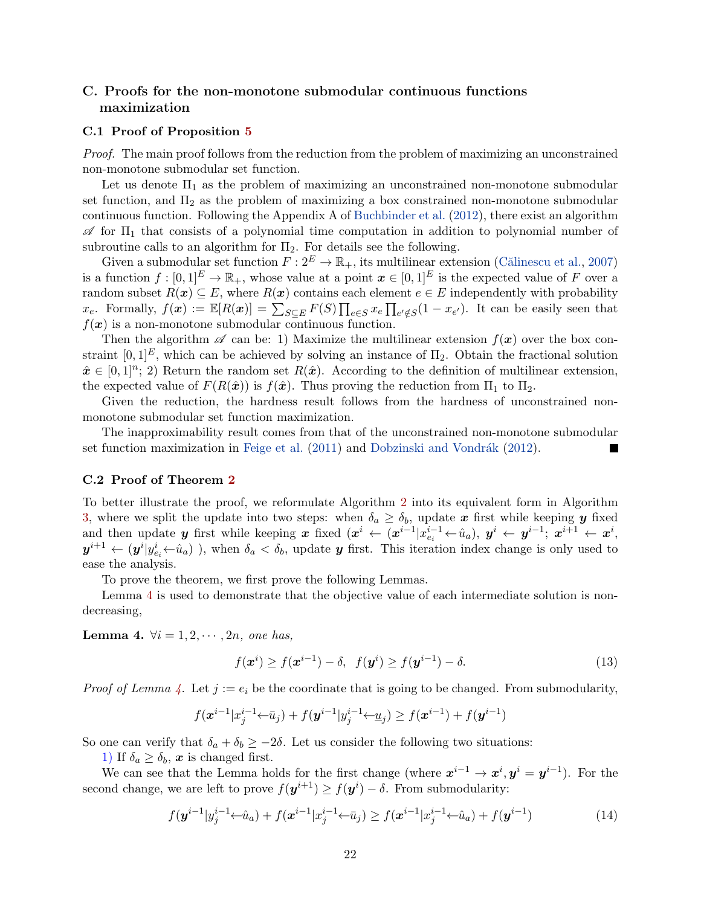## C. Proofs for the non-monotone submodular continuous functions maximization

### C.1 Proof of Proposition 5

*Proof.* The main proof follows from the reduction from the problem of maximizing an unconstrained non-monotone submodular set function.

Let us denote $\Pi_1$ as the problem of maximizing an unconstrained non-monotone submodular set function, and $\Pi_2$ as the problem of maximizing a box constrained non-monotone submodular continuous function. Following the Appendix A of Buchbinder et al. (2012), there exist an algorithm $\mathscr{A}$ for $\Pi_1$ that consists of a polynomial time computation in addition to polynomial number of subroutine calls to an algorithm for $\Pi_2$. For details see the following.

Given a submodular set function $F : 2^E \to \mathbb{R}_+$, its multilinear extension (Călinescu et al., 2007) is a function $f : [0,1]^E \to \mathbb{R}_+$, whose value at a point $\boldsymbol{x} \in [0,1]^E$ is the expected value of $F$ over a random subset $R(\boldsymbol{x}) \subseteq E$, where $R(\boldsymbol{x})$ contains each element $e \in E$ independently with probability $x_e$. Formally, $f(\boldsymbol{x}) := \mathbb{E}[R(\boldsymbol{x})] = \sum_{S \subseteq E} F(S) \prod_{e \in S} x_e \prod_{e' \notin S}(1 - x_{e'})$. It can be easily seen that $f(\boldsymbol{x})$ is a non-monotone submodular continuous function.

Then the algorithm $\mathscr{A}$ can be: 1) Maximize the multilinear extension $f(\boldsymbol{x})$ over the box constraint $[0,1]^E$, which can be achieved by solving an instance of $\Pi_2$. Obtain the fractional solution $\hat{\boldsymbol{x}} \in [0,1]^n$; 2) Return the random set $R(\hat{\boldsymbol{x}})$. According to the definition of multilinear extension, the expected value of $F(R(\hat{\boldsymbol{x}}))$ is $f(\hat{\boldsymbol{x}})$. Thus proving the reduction from $\Pi_1$ to $\Pi_2$.

Given the reduction, the hardness result follows from the hardness of unconstrained non-monotone submodular set function maximization.

The inapproximability result comes from that of the unconstrained non-monotone submodular set function maximization in Feige et al. (2011) and Dobzinski and Vondrák (2012). ∎

### C.2 Proof of Theorem 2

To better illustrate the proof, we reformulate Algorithm 2 into its equivalent form in Algorithm 3, where we split the update into two steps: when $\delta_a \geq \delta_b$, update $\boldsymbol{x}$ first while keeping $\boldsymbol{y}$ fixed and then update $\boldsymbol{y}$ first while keeping $\boldsymbol{x}$ fixed ($\boldsymbol{x}^i \leftarrow (\boldsymbol{x}^{i-1}|x_{e_i}^{i-1} \leftarrow \hat{u}_a)$, $\boldsymbol{y}^i \leftarrow \boldsymbol{y}^{i-1}$; $\boldsymbol{x}^{i+1} \leftarrow \boldsymbol{x}^i$, $\boldsymbol{y}^{i+1} \leftarrow (\boldsymbol{y}^i|y_{e_i}^i \leftarrow \hat{u}_a)$ ), when $\delta_a < \delta_b$, update $\boldsymbol{y}$ first. This iteration index change is only used to ease the analysis.

To prove the theorem, we first prove the following Lemmas.

Lemma 4 is used to demonstrate that the objective value of each intermediate solution is non-decreasing,

**Lemma 4.** *$\forall i = 1, 2, \cdots, 2n$, one has,*

$$f(\boldsymbol{x}^i) \geq f(\boldsymbol{x}^{i-1}) - \delta, \;\; f(\boldsymbol{y}^i) \geq f(\boldsymbol{y}^{i-1}) - \delta. \tag{13}$$

*Proof of Lemma 4.* Let $j := e_i$ be the coordinate that is going to be changed. From submodularity,

$$f(\boldsymbol{x}^{i-1}|x_j^{i-1} \leftarrow \bar{u}_j) + f(\boldsymbol{y}^{i-1}|y_j^{i-1} \leftarrow \underline{u}_j) \geq f(\boldsymbol{x}^{i-1}) + f(\boldsymbol{y}^{i-1})$$

So one can verify that $\delta_a + \delta_b \geq -2\delta$. Let us consider the following two situations:

1) If $\delta_a \geq \delta_b$, $\boldsymbol{x}$ is changed first.

We can see that the Lemma holds for the first change (where $\boldsymbol{x}^{i-1} \to \boldsymbol{x}^i, \boldsymbol{y}^i = \boldsymbol{y}^{i-1}$). For the second change, we are left to prove $f(\boldsymbol{y}^{i+1}) \geq f(\boldsymbol{y}^i) - \delta$. From submodularity:

$$f(\boldsymbol{y}^{i-1}|y_j^{i-1} \leftarrow \hat{u}_a) + f(\boldsymbol{x}^{i-1}|x_j^{i-1} \leftarrow \bar{u}_j) \geq f(\boldsymbol{x}^{i-1}|x_j^{i-1} \leftarrow \hat{u}_a) + f(\boldsymbol{y}^{i-1}) \tag{14}$$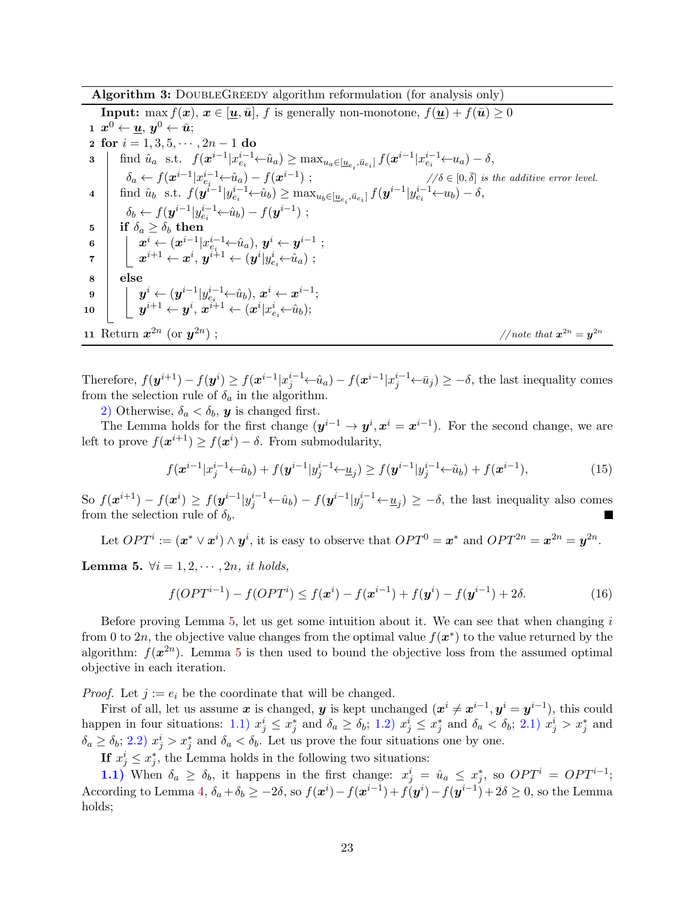**Algorithm 3:** DoubleGreedy algorithm reformulation (for analysis only)

```
Input: max f(x), x ∈ [u̲, ū], f is generally non-monotone, f(u̲) + f(ū) ≥ 0
1  x^0 ← u̲, y^0 ← ū;
2  for i = 1, 3, 5, ··· , 2n − 1 do
3      find û_a s.t. f(x^{i-1}|x^{i-1}_{e_i}←û_a) ≥ max_{u_a∈[u̲_{e_i}, ū_{e_i}]} f(x^{i-1}|x^{i-1}_{e_i}←u_a) − δ,
         δ_a ← f(x^{i-1}|x^{i-1}_{e_i}←û_a) − f(x^{i-1}) ;          //δ ∈ [0, δ̄] is the additive error level.
4      find û_b s.t. f(y^{i-1}|y^{i-1}_{e_i}←û_b) ≥ max_{u_b∈[u̲_{e_i}, ū_{e_i}]} f(y^{i-1}|y^{i-1}_{e_i}←u_b) − δ,
         δ_b ← f(y^{i-1}|y^{i-1}_{e_i}←û_b) − f(y^{i-1}) ;
5      if δ_a ≥ δ_b then
6          x^i ← (x^{i-1}|x^{i-1}_{e_i}←û_a), y^i ← y^{i-1} ;
7          x^{i+1} ← x^i, y^{i+1} ← (y^i|y^i_{e_i}←û_a) ;
8      else
9          y^i ← (y^{i-1}|y^{i-1}_{e_i}←û_b), x^i ← x^{i-1};
10         y^{i+1} ← y^i, x^{i+1} ← (x^i|x^i_{e_i}←û_b);
11 Return x^{2n} (or y^{2n}) ;                                       //note that x^{2n} = y^{2n}
```

Therefore, $f(\boldsymbol{y}^{i+1}) - f(\boldsymbol{y}^i) \geq f(\boldsymbol{x}^{i-1}|x_j^{i-1}{\leftarrow}\hat{u}_a) - f(\boldsymbol{x}^{i-1}|x_j^{i-1}{\leftarrow}\bar{u}_j) \geq -\delta$, the last inequality comes from the selection rule of $\delta_a$ in the algorithm.

2) Otherwise, $\delta_a < \delta_b$, $\boldsymbol{y}$ is changed first.

The Lemma holds for the first change ($\boldsymbol{y}^{i-1} \to \boldsymbol{y}^i, \boldsymbol{x}^i = \boldsymbol{x}^{i-1}$). For the second change, we are left to prove $f(\boldsymbol{x}^{i+1}) \geq f(\boldsymbol{x}^i) - \delta$. From submodularity,

$$f(\boldsymbol{x}^{i-1}|x_j^{i-1}{\leftarrow}\hat{u}_b) + f(\boldsymbol{y}^{i-1}|y_j^{i-1}{\leftarrow}\underline{u}_j) \geq f(\boldsymbol{y}^{i-1}|y_j^{i-1}{\leftarrow}\hat{u}_b) + f(\boldsymbol{x}^{i-1}), \tag{15}$$

So $f(\boldsymbol{x}^{i+1}) - f(\boldsymbol{x}^i) \geq f(\boldsymbol{y}^{i-1}|y_j^{i-1}{\leftarrow}\hat{u}_b) - f(\boldsymbol{y}^{i-1}|y_j^{i-1}{\leftarrow}\underline{u}_j) \geq -\delta$, the last inequality also comes from the selection rule of $\delta_b$. ■

Let $OPT^i := (\boldsymbol{x}^* \vee \boldsymbol{x}^i) \wedge \boldsymbol{y}^i$, it is easy to observe that $OPT^0 = \boldsymbol{x}^*$ and $OPT^{2n} = \boldsymbol{x}^{2n} = \boldsymbol{y}^{2n}$.

**Lemma 5.** *$\forall i = 1, 2, \cdots, 2n$, it holds,*

$$f(OPT^{i-1}) - f(OPT^i) \leq f(\boldsymbol{x}^i) - f(\boldsymbol{x}^{i-1}) + f(\boldsymbol{y}^i) - f(\boldsymbol{y}^{i-1}) + 2\delta. \tag{16}$$

Before proving Lemma 5, let us get some intuition about it. We can see that when changing $i$ from 0 to $2n$, the objective value changes from the optimal value $f(\boldsymbol{x}^*)$ to the value returned by the algorithm: $f(\boldsymbol{x}^{2n})$. Lemma 5 is then used to bound the objective loss from the assumed optimal objective in each iteration.

*Proof.* Let $j := e_i$ be the coordinate that will be changed.

First of all, let us assume $\boldsymbol{x}$ is changed, $\boldsymbol{y}$ is kept unchanged ($\boldsymbol{x}^i \neq \boldsymbol{x}^{i-1}, \boldsymbol{y}^i = \boldsymbol{y}^{i-1}$), this could happen in four situations: 1.1) $x_j^i \leq x_j^*$ and $\delta_a \geq \delta_b$; 1.2) $x_j^i \leq x_j^*$ and $\delta_a < \delta_b$; 2.1) $x_j^i > x_j^*$ and $\delta_a \geq \delta_b$; 2.2) $x_j^i > x_j^*$ and $\delta_a < \delta_b$. Let us prove the four situations one by one.

**If** $x_j^i \leq x_j^*$, the Lemma holds in the following two situations:

**1.1)** When $\delta_a \geq \delta_b$, it happens in the first change: $x_j^i = \hat{u}_a \leq x_j^*$, so $OPT^i = OPT^{i-1}$; According to Lemma 4, $\delta_a + \delta_b \geq -2\delta$, so $f(\boldsymbol{x}^i) - f(\boldsymbol{x}^{i-1}) + f(\boldsymbol{y}^i) - f(\boldsymbol{y}^{i-1}) + 2\delta \geq 0$, so the Lemma holds;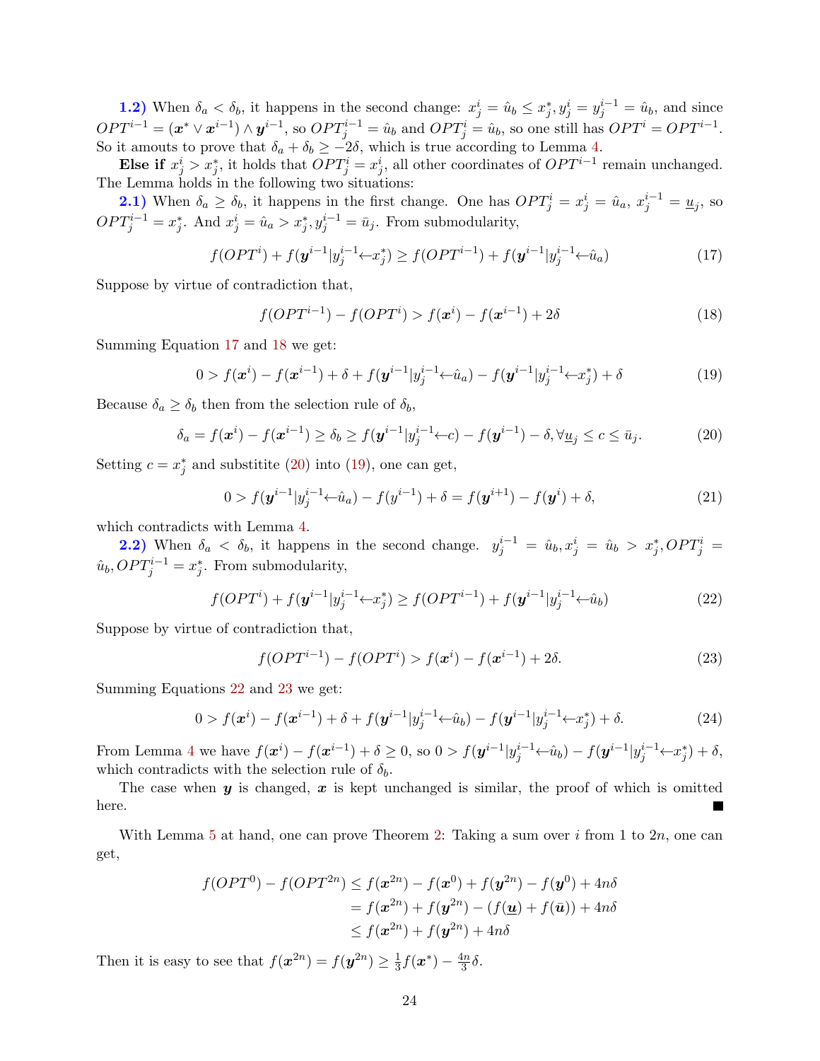**1.2)** When $\delta_a < \delta_b$, it happens in the second change: $x_j^i = \hat{u}_b \leq x_j^*, y_j^i = y_j^{i-1} = \hat{u}_b$, and since $OPT^{i-1} = (\boldsymbol{x}^* \vee \boldsymbol{x}^{i-1}) \wedge \boldsymbol{y}^{i-1}$, so $OPT_j^{i-1} = \hat{u}_b$ and $OPT_j^i = \hat{u}_b$, so one still has $OPT^i = OPT^{i-1}$. So it amounts to prove that $\delta_a + \delta_b \geq -2\delta$, which is true according to Lemma 4.

**Else if** $x_j^i > x_j^*$, it holds that $OPT_j^i = x_j^i$, all other coordinates of $OPT^{i-1}$ remain unchanged. The Lemma holds in the following two situations:

**2.1)** When $\delta_a \geq \delta_b$, it happens in the first change. One has $OPT_j^i = x_j^i = \hat{u}_a$, $x_j^{i-1} = \underline{u}_j$, so $OPT_j^{i-1} = x_j^*$. And $x_j^i = \hat{u}_a > x_j^*, y_j^{i-1} = \bar{u}_j$. From submodularity,

$$f(OPT^i) + f(\boldsymbol{y}^{i-1}|y_j^{i-1} \leftarrow x_j^*) \geq f(OPT^{i-1}) + f(\boldsymbol{y}^{i-1}|y_j^{i-1} \leftarrow \hat{u}_a) \tag{17}$$

Suppose by virtue of contradiction that,

$$f(OPT^{i-1}) - f(OPT^i) > f(\boldsymbol{x}^i) - f(\boldsymbol{x}^{i-1}) + 2\delta \tag{18}$$

Summing Equation 17 and 18 we get:

$$0 > f(\boldsymbol{x}^i) - f(\boldsymbol{x}^{i-1}) + \delta + f(\boldsymbol{y}^{i-1}|y_j^{i-1} \leftarrow \hat{u}_a) - f(\boldsymbol{y}^{i-1}|y_j^{i-1} \leftarrow x_j^*) + \delta \tag{19}$$

Because $\delta_a \geq \delta_b$ then from the selection rule of $\delta_b$,

$$\delta_a = f(\boldsymbol{x}^i) - f(\boldsymbol{x}^{i-1}) \geq \delta_b \geq f(\boldsymbol{y}^{i-1}|y_j^{i-1} \leftarrow c) - f(\boldsymbol{y}^{i-1}) - \delta, \forall \underline{u}_j \leq c \leq \bar{u}_j. \tag{20}$$

Setting $c = x_j^*$ and substitite (20) into (19), one can get,

$$0 > f(\boldsymbol{y}^{i-1}|y_j^{i-1} \leftarrow \hat{u}_a) - f(y^{i-1}) + \delta = f(\boldsymbol{y}^{i+1}) - f(\boldsymbol{y}^i) + \delta, \tag{21}$$

which contradicts with Lemma 4.

**2.2)** When $\delta_a < \delta_b$, it happens in the second change. $y_j^{i-1} = \hat{u}_b, x_j^i = \hat{u}_b > x_j^*, OPT_j^i = \hat{u}_b, OPT_j^{i-1} = x_j^*$. From submodularity,

$$f(OPT^i) + f(\boldsymbol{y}^{i-1}|y_j^{i-1} \leftarrow x_j^*) \geq f(OPT^{i-1}) + f(\boldsymbol{y}^{i-1}|y_j^{i-1} \leftarrow \hat{u}_b) \tag{22}$$

Suppose by virtue of contradiction that,

$$f(OPT^{i-1}) - f(OPT^i) > f(\boldsymbol{x}^i) - f(\boldsymbol{x}^{i-1}) + 2\delta. \tag{23}$$

Summing Equations 22 and 23 we get:

$$0 > f(\boldsymbol{x}^i) - f(\boldsymbol{x}^{i-1}) + \delta + f(\boldsymbol{y}^{i-1}|y_j^{i-1} \leftarrow \hat{u}_b) - f(\boldsymbol{y}^{i-1}|y_j^{i-1} \leftarrow x_j^*) + \delta. \tag{24}$$

From Lemma 4 we have $f(\boldsymbol{x}^i) - f(\boldsymbol{x}^{i-1}) + \delta \geq 0$, so $0 > f(\boldsymbol{y}^{i-1}|y_j^{i-1} \leftarrow \hat{u}_b) - f(\boldsymbol{y}^{i-1}|y_j^{i-1} \leftarrow x_j^*) + \delta$, which contradicts with the selection rule of $\delta_b$.

The case when $\boldsymbol{y}$ is changed, $\boldsymbol{x}$ is kept unchanged is similar, the proof of which is omitted here. ∎

With Lemma 5 at hand, one can prove Theorem 2: Taking a sum over $i$ from 1 to $2n$, one can get,

$$\begin{aligned} f(OPT^0) - f(OPT^{2n}) &\leq f(\boldsymbol{x}^{2n}) - f(\boldsymbol{x}^0) + f(\boldsymbol{y}^{2n}) - f(\boldsymbol{y}^0) + 4n\delta \\ &= f(\boldsymbol{x}^{2n}) + f(\boldsymbol{y}^{2n}) - (f(\underline{\boldsymbol{u}}) + f(\bar{\boldsymbol{u}})) + 4n\delta \\ &\leq f(\boldsymbol{x}^{2n}) + f(\boldsymbol{y}^{2n}) + 4n\delta \end{aligned}$$

Then it is easy to see that $f(\boldsymbol{x}^{2n}) = f(\boldsymbol{y}^{2n}) \geq \frac{1}{3} f(\boldsymbol{x}^*) - \frac{4n}{3}\delta$.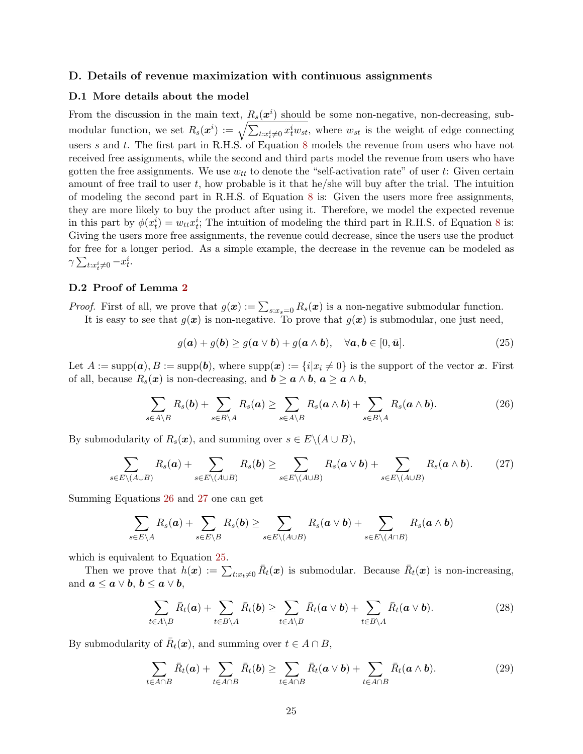## D. Details of revenue maximization with continuous assignments

### D.1 More details about the model

From the discussion in the main text, $R_s(\boldsymbol{x}^i)$ should be some non-negative, non-decreasing, submodular function, we set $R_s(\boldsymbol{x}^i) := \sqrt{\sum_{t:x_t^i \neq 0} x_t^i w_{st}}$, where $w_{st}$ is the weight of edge connecting users $s$ and $t$. The first part in R.H.S. of Equation 8 models the revenue from users who have not received free assignments, while the second and third parts model the revenue from users who have gotten the free assignments. We use $w_{tt}$ to denote the "self-activation rate" of user $t$: Given certain amount of free trail to user $t$, how probable is it that he/she will buy after the trial. The intuition of modeling the second part in R.H.S. of Equation 8 is: Given the users more free assignments, they are more likely to buy the product after using it. Therefore, we model the expected revenue in this part by $\phi(x_t^i) = w_{tt} x_t^i$; The intuition of modeling the third part in R.H.S. of Equation 8 is: Giving the users more free assignments, the revenue could decrease, since the users use the product for free for a longer period. As a simple example, the decrease in the revenue can be modeled as $\gamma \sum_{t:x_t^i \neq 0} -x_t^i$.

### D.2 Proof of Lemma 2

*Proof.* First of all, we prove that $g(\boldsymbol{x}) := \sum_{s:x_s=0} R_s(\boldsymbol{x})$ is a non-negative submodular function.

It is easy to see that $g(\boldsymbol{x})$ is non-negative. To prove that $g(\boldsymbol{x})$ is submodular, one just need,

$$g(\boldsymbol{a}) + g(\boldsymbol{b}) \geq g(\boldsymbol{a} \vee \boldsymbol{b}) + g(\boldsymbol{a} \wedge \boldsymbol{b}), \quad \forall \boldsymbol{a}, \boldsymbol{b} \in [0, \bar{\boldsymbol{u}}]. \tag{25}$$

Let $A := \text{supp}(\boldsymbol{a}), B := \text{supp}(\boldsymbol{b})$, where $\text{supp}(\boldsymbol{x}) := \{i | x_i \neq 0\}$ is the support of the vector $\boldsymbol{x}$. First of all, because $R_s(\boldsymbol{x})$ is non-decreasing, and $\boldsymbol{b} \geq \boldsymbol{a} \wedge \boldsymbol{b}$, $\boldsymbol{a} \geq \boldsymbol{a} \wedge \boldsymbol{b}$,

$$\sum_{s \in A \backslash B} R_s(\boldsymbol{b}) + \sum_{s \in B \backslash A} R_s(\boldsymbol{a}) \geq \sum_{s \in A \backslash B} R_s(\boldsymbol{a} \wedge \boldsymbol{b}) + \sum_{s \in B \backslash A} R_s(\boldsymbol{a} \wedge \boldsymbol{b}). \tag{26}$$

By submodularity of $R_s(\boldsymbol{x})$, and summing over $s \in E \backslash (A \cup B)$,

$$\sum_{s \in E \backslash (A \cup B)} R_s(\boldsymbol{a}) + \sum_{s \in E \backslash (A \cup B)} R_s(\boldsymbol{b}) \geq \sum_{s \in E \backslash (A \cup B)} R_s(\boldsymbol{a} \vee \boldsymbol{b}) + \sum_{s \in E \backslash (A \cup B)} R_s(\boldsymbol{a} \wedge \boldsymbol{b}). \tag{27}$$

Summing Equations 26 and 27 one can get

$$\sum_{s \in E \backslash A} R_s(\boldsymbol{a}) + \sum_{s \in E \backslash B} R_s(\boldsymbol{b}) \geq \sum_{s \in E \backslash (A \cup B)} R_s(\boldsymbol{a} \vee \boldsymbol{b}) + \sum_{s \in E \backslash (A \cap B)} R_s(\boldsymbol{a} \wedge \boldsymbol{b})$$

which is equivalent to Equation 25.

Then we prove that $h(\boldsymbol{x}) := \sum_{t:x_t \neq 0} \bar{R}_t(\boldsymbol{x})$ is submodular. Because $\bar{R}_t(\boldsymbol{x})$ is non-increasing, and $\boldsymbol{a} \leq \boldsymbol{a} \vee \boldsymbol{b}$, $\boldsymbol{b} \leq \boldsymbol{a} \vee \boldsymbol{b}$,

$$\sum_{t \in A \backslash B} \bar{R}_t(\boldsymbol{a}) + \sum_{t \in B \backslash A} \bar{R}_t(\boldsymbol{b}) \geq \sum_{t \in A \backslash B} \bar{R}_t(\boldsymbol{a} \vee \boldsymbol{b}) + \sum_{t \in B \backslash A} \bar{R}_t(\boldsymbol{a} \vee \boldsymbol{b}). \tag{28}$$

By submodularity of $\bar{R}_t(\boldsymbol{x})$, and summing over $t \in A \cap B$,

$$\sum_{t \in A \cap B} \bar{R}_t(\boldsymbol{a}) + \sum_{t \in A \cap B} \bar{R}_t(\boldsymbol{b}) \geq \sum_{t \in A \cap B} \bar{R}_t(\boldsymbol{a} \vee \boldsymbol{b}) + \sum_{t \in A \cap B} \bar{R}_t(\boldsymbol{a} \wedge \boldsymbol{b}). \tag{29}$$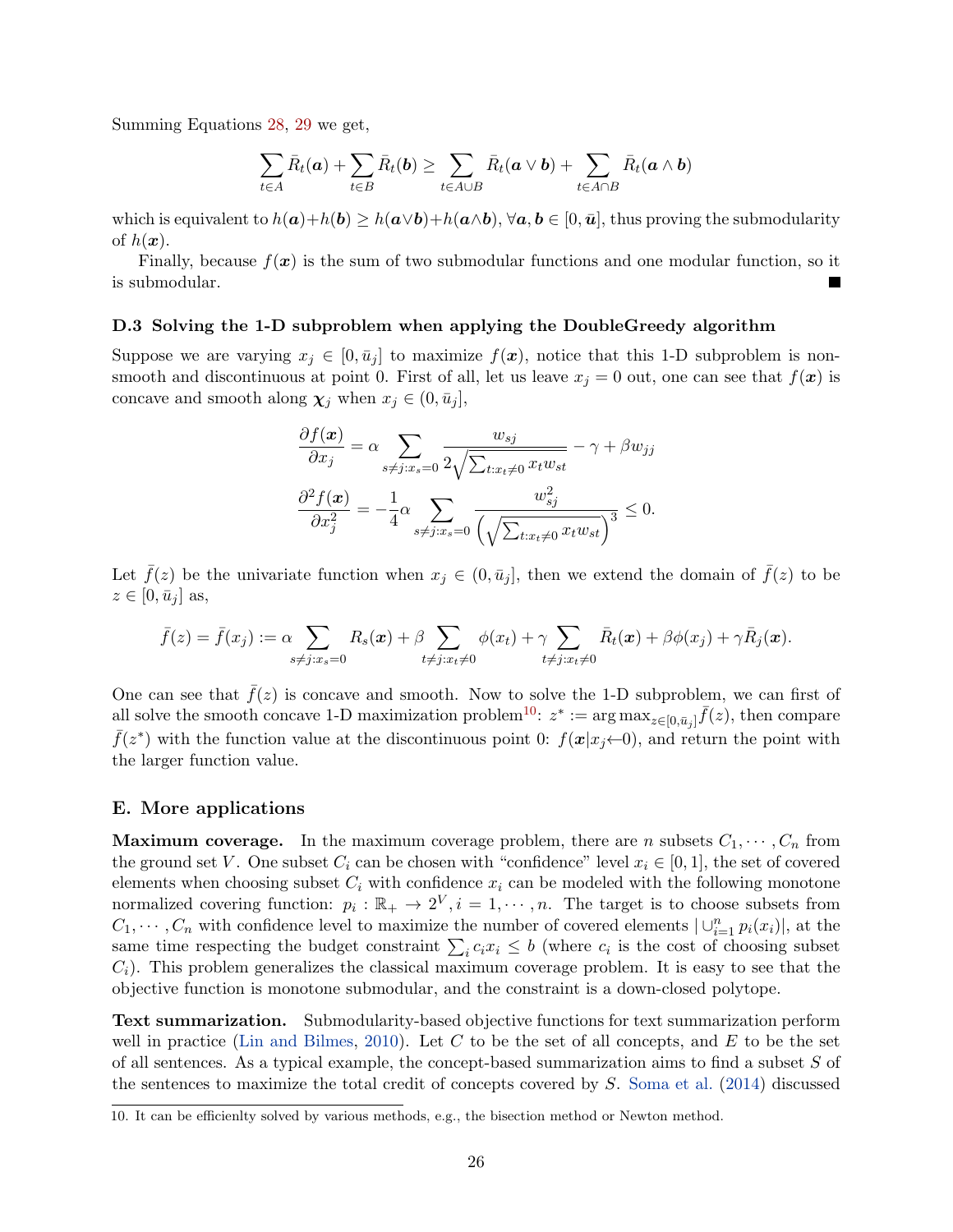Summing Equations 28, 29 we get,

$$\sum_{t \in A} \bar{R}_t(\boldsymbol{a}) + \sum_{t \in B} \bar{R}_t(\boldsymbol{b}) \geq \sum_{t \in A \cup B} \bar{R}_t(\boldsymbol{a} \vee \boldsymbol{b}) + \sum_{t \in A \cap B} \bar{R}_t(\boldsymbol{a} \wedge \boldsymbol{b})$$

which is equivalent to $h(\boldsymbol{a}) + h(\boldsymbol{b}) \geq h(\boldsymbol{a} \vee \boldsymbol{b}) + h(\boldsymbol{a} \wedge \boldsymbol{b}), \forall \boldsymbol{a}, \boldsymbol{b} \in [0, \bar{\boldsymbol{u}}]$, thus proving the submodularity of $h(\boldsymbol{x})$.

Finally, because $f(\boldsymbol{x})$ is the sum of two submodular functions and one modular function, so it is submodular. ■

### D.3 Solving the 1-D subproblem when applying the DoubleGreedy algorithm

Suppose we are varying $x_j \in [0, \bar{u}_j]$ to maximize $f(\boldsymbol{x})$, notice that this 1-D subproblem is non-smooth and discontinuous at point 0. First of all, let us leave $x_j = 0$ out, one can see that $f(\boldsymbol{x})$ is concave and smooth along $\boldsymbol{\chi}_j$ when $x_j \in (0, \bar{u}_j]$,

$$\frac{\partial f(\boldsymbol{x})}{\partial x_j} = \alpha \sum_{s \neq j : x_s = 0} \frac{w_{sj}}{2\sqrt{\sum_{t : x_t \neq 0} x_t w_{st}}} - \gamma + \beta w_{jj}$$

$$\frac{\partial^2 f(\boldsymbol{x})}{\partial x_j^2} = -\frac{1}{4} \alpha \sum_{s \neq j : x_s = 0} \frac{w_{sj}^2}{\left(\sqrt{\sum_{t : x_t \neq 0} x_t w_{st}}\right)^3} \leq 0.$$

Let $\bar{f}(z)$ be the univariate function when $x_j \in (0, \bar{u}_j]$, then we extend the domain of $\bar{f}(z)$ to be $z \in [0, \bar{u}_j]$ as,

$$\bar{f}(z) = \bar{f}(x_j) := \alpha \sum_{s \neq j : x_s = 0} R_s(\boldsymbol{x}) + \beta \sum_{t \neq j : x_t \neq 0} \phi(x_t) + \gamma \sum_{t \neq j : x_t \neq 0} \bar{R}_t(\boldsymbol{x}) + \beta \phi(x_j) + \gamma \bar{R}_j(\boldsymbol{x}).$$

One can see that $\bar{f}(z)$ is concave and smooth. Now to solve the 1-D subproblem, we can first of all solve the smooth concave 1-D maximization problem[10]: $z^* := \arg\max_{z \in [0, \bar{u}_j]} \bar{f}(z)$, then compare $\bar{f}(z^*)$ with the function value at the discontinuous point 0: $f(\boldsymbol{x} | x_j \leftarrow 0)$, and return the point with the larger function value.

## E. More applications

**Maximum coverage.** In the maximum coverage problem, there are $n$ subsets $C_1, \cdots, C_n$ from the ground set $V$. One subset $C_i$ can be chosen with "confidence" level $x_i \in [0, 1]$, the set of covered elements when choosing subset $C_i$ with confidence $x_i$ can be modeled with the following monotone normalized covering function: $p_i : \mathbb{R}_+ \to 2^V, i = 1, \cdots, n$. The target is to choose subsets from $C_1, \cdots, C_n$ with confidence level to maximize the number of covered elements $|\cup_{i=1}^n p_i(x_i)|$, at the same time respecting the budget constraint $\sum_i c_i x_i \leq b$ (where $c_i$ is the cost of choosing subset $C_i$). This problem generalizes the classical maximum coverage problem. It is easy to see that the objective function is monotone submodular, and the constraint is a down-closed polytope.

**Text summarization.** Submodularity-based objective functions for text summarization perform well in practice (Lin and Bilmes, 2010). Let $C$ to be the set of all concepts, and $E$ to be the set of all sentences. As a typical example, the concept-based summarization aims to find a subset $S$ of the sentences to maximize the total credit of concepts covered by $S$. Soma et al. (2014) discussed

10. It can be efficienlty solved by various methods, e.g., the bisection method or Newton method.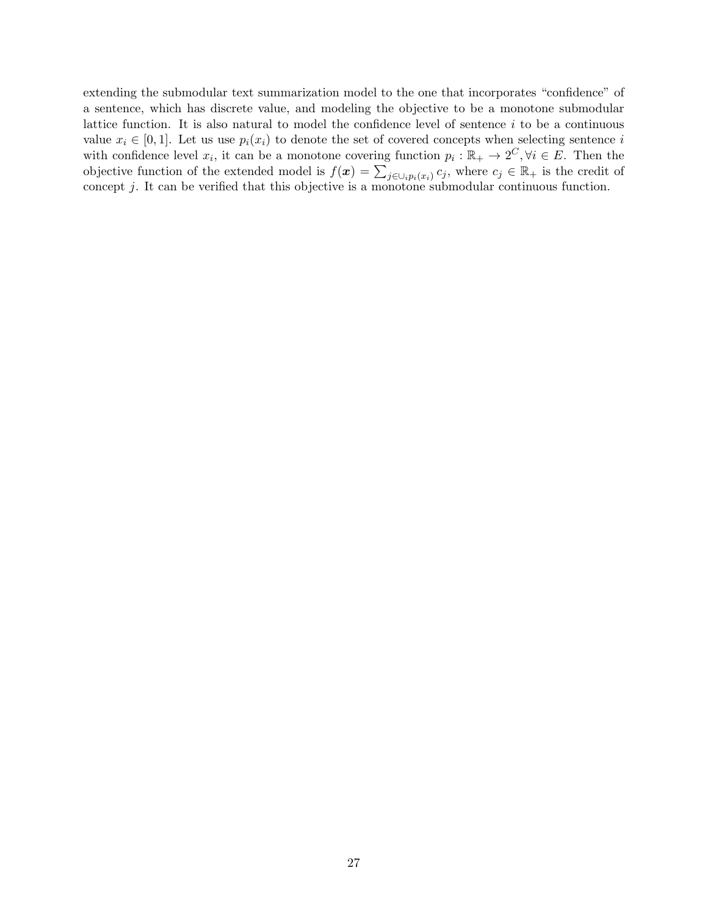extending the submodular text summarization model to the one that incorporates "confidence" of a sentence, which has discrete value, and modeling the objective to be a monotone submodular lattice function. It is also natural to model the confidence level of sentence $i$ to be a continuous value $x_i \in [0, 1]$. Let us use $p_i(x_i)$ to denote the set of covered concepts when selecting sentence $i$ with confidence level $x_i$, it can be a monotone covering function $p_i : \mathbb{R}_+ \to 2^C, \forall i \in E$. Then the objective function of the extended model is $f(\boldsymbol{x}) = \sum_{j \in \cup_i p_i(x_i)} c_j$, where $c_j \in \mathbb{R}_+$ is the credit of concept $j$. It can be verified that this objective is a monotone submodular continuous function.